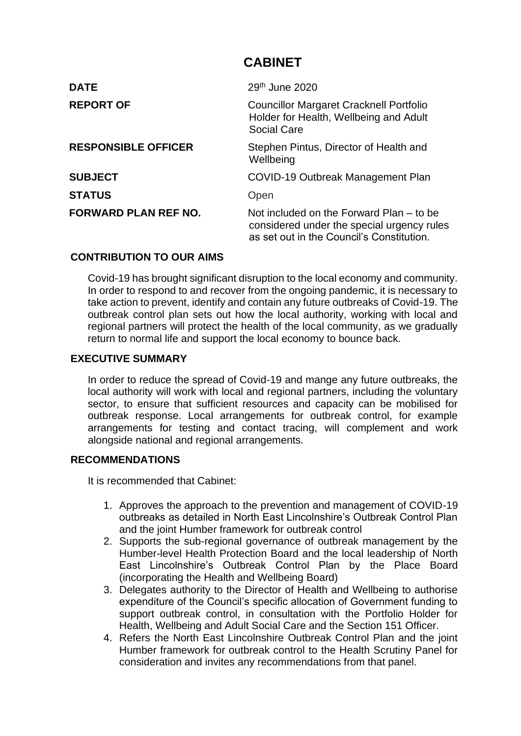# CABINET

| | |
|---|---|
| **DATE** | 29th June 2020 |
| **REPORT OF** | Councillor Margaret Cracknell Portfolio Holder for Health, Wellbeing and Adult Social Care |
| **RESPONSIBLE OFFICER** | Stephen Pintus, Director of Health and Wellbeing |
| **SUBJECT** | COVID-19 Outbreak Management Plan |
| **STATUS** | Open |
| **FORWARD PLAN REF NO.** | Not included on the Forward Plan – to be considered under the special urgency rules as set out in the Council's Constitution. |

## CONTRIBUTION TO OUR AIMS

Covid-19 has brought significant disruption to the local economy and community. In order to respond to and recover from the ongoing pandemic, it is necessary to take action to prevent, identify and contain any future outbreaks of Covid-19. The outbreak control plan sets out how the local authority, working with local and regional partners will protect the health of the local community, as we gradually return to normal life and support the local economy to bounce back.

## EXECUTIVE SUMMARY

In order to reduce the spread of Covid-19 and mange any future outbreaks, the local authority will work with local and regional partners, including the voluntary sector, to ensure that sufficient resources and capacity can be mobilised for outbreak response. Local arrangements for outbreak control, for example arrangements for testing and contact tracing, will complement and work alongside national and regional arrangements.

## RECOMMENDATIONS

It is recommended that Cabinet:

1. Approves the approach to the prevention and management of COVID-19 outbreaks as detailed in North East Lincolnshire's Outbreak Control Plan and the joint Humber framework for outbreak control
2. Supports the sub-regional governance of outbreak management by the Humber-level Health Protection Board and the local leadership of North East Lincolnshire's Outbreak Control Plan by the Place Board (incorporating the Health and Wellbeing Board)
3. Delegates authority to the Director of Health and Wellbeing to authorise expenditure of the Council's specific allocation of Government funding to support outbreak control, in consultation with the Portfolio Holder for Health, Wellbeing and Adult Social Care and the Section 151 Officer.
4. Refers the North East Lincolnshire Outbreak Control Plan and the joint Humber framework for outbreak control to the Health Scrutiny Panel for consideration and invites any recommendations from that panel.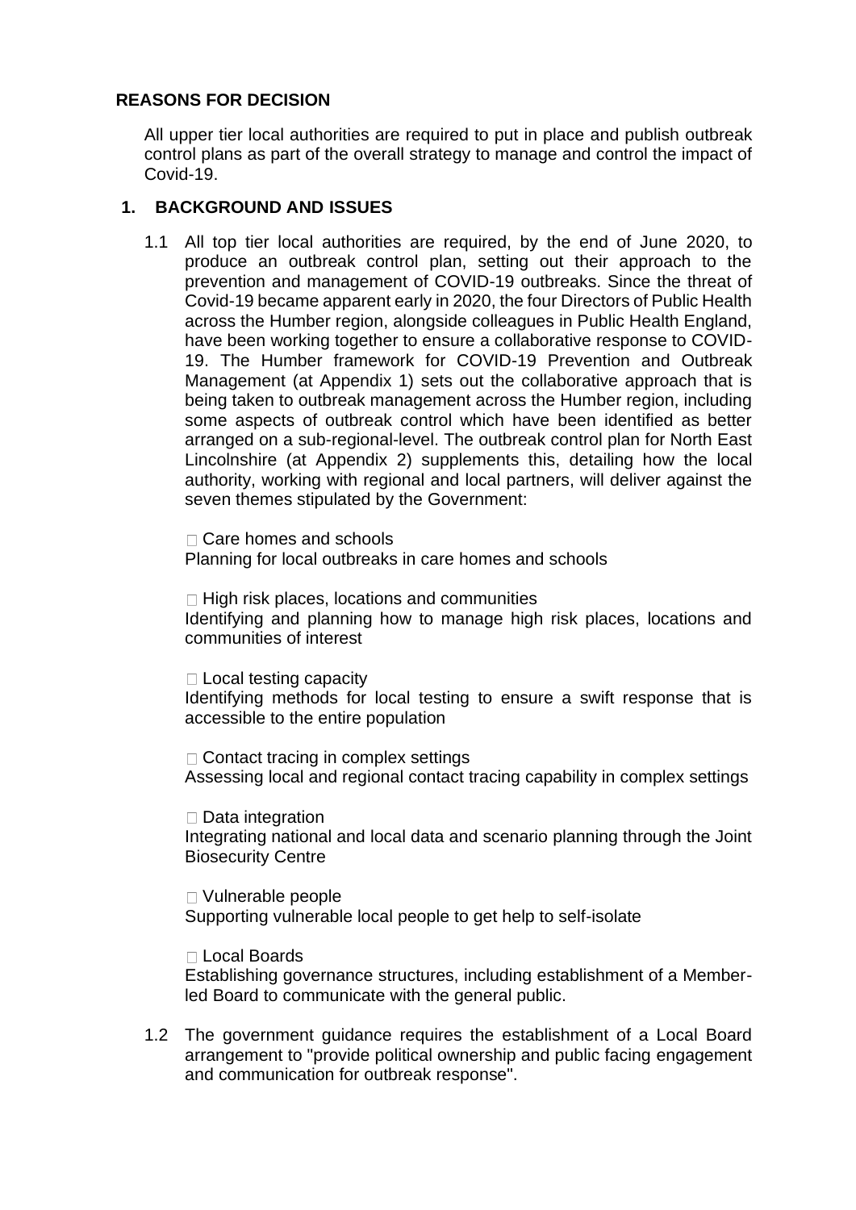## REASONS FOR DECISION

All upper tier local authorities are required to put in place and publish outbreak control plans as part of the overall strategy to manage and control the impact of Covid-19.

## 1. BACKGROUND AND ISSUES

1.1 All top tier local authorities are required, by the end of June 2020, to produce an outbreak control plan, setting out their approach to the prevention and management of COVID-19 outbreaks. Since the threat of Covid-19 became apparent early in 2020, the four Directors of Public Health across the Humber region, alongside colleagues in Public Health England, have been working together to ensure a collaborative response to COVID-19. The Humber framework for COVID-19 Prevention and Outbreak Management (at Appendix 1) sets out the collaborative approach that is being taken to outbreak management across the Humber region, including some aspects of outbreak control which have been identified as better arranged on a sub-regional-level. The outbreak control plan for North East Lincolnshire (at Appendix 2) supplements this, detailing how the local authority, working with regional and local partners, will deliver against the seven themes stipulated by the Government:

- Care homes and schools
  Planning for local outbreaks in care homes and schools

- High risk places, locations and communities
  Identifying and planning how to manage high risk places, locations and communities of interest

- Local testing capacity
  Identifying methods for local testing to ensure a swift response that is accessible to the entire population

- Contact tracing in complex settings
  Assessing local and regional contact tracing capability in complex settings

- Data integration
  Integrating national and local data and scenario planning through the Joint Biosecurity Centre

- Vulnerable people
  Supporting vulnerable local people to get help to self-isolate

- Local Boards
  Establishing governance structures, including establishment of a Member-led Board to communicate with the general public.

1.2 The government guidance requires the establishment of a Local Board arrangement to "provide political ownership and public facing engagement and communication for outbreak response".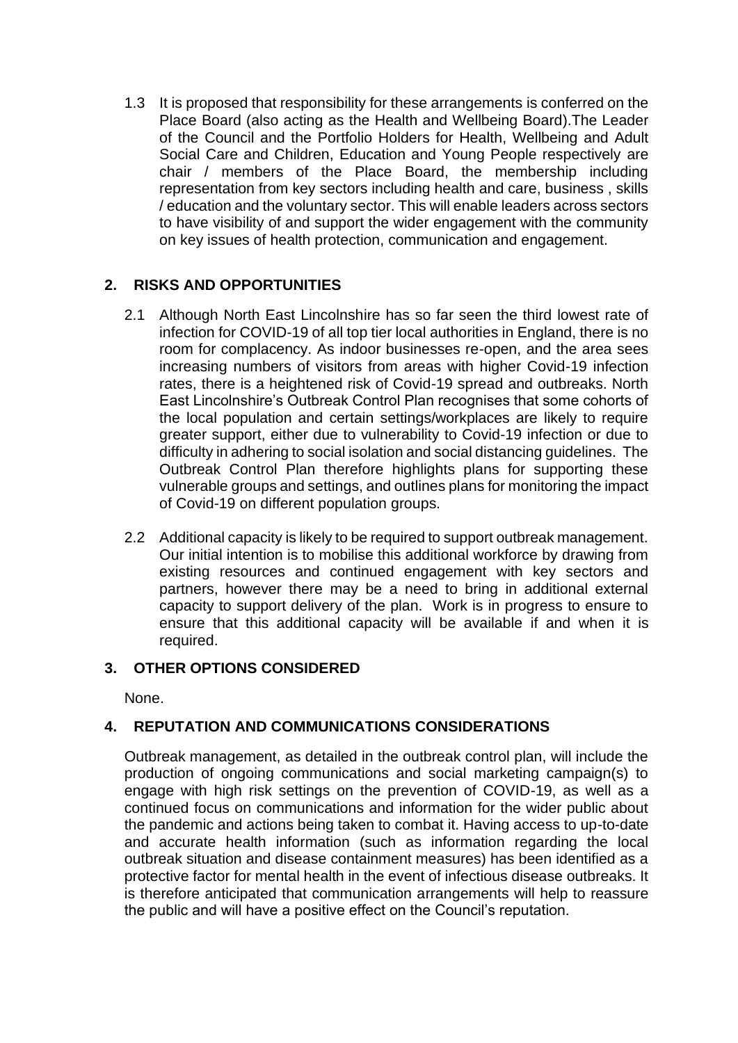1.3 It is proposed that responsibility for these arrangements is conferred on the Place Board (also acting as the Health and Wellbeing Board).The Leader of the Council and the Portfolio Holders for Health, Wellbeing and Adult Social Care and Children, Education and Young People respectively are chair / members of the Place Board, the membership including representation from key sectors including health and care, business , skills / education and the voluntary sector. This will enable leaders across sectors to have visibility of and support the wider engagement with the community on key issues of health protection, communication and engagement.

## 2. RISKS AND OPPORTUNITIES

2.1 Although North East Lincolnshire has so far seen the third lowest rate of infection for COVID-19 of all top tier local authorities in England, there is no room for complacency. As indoor businesses re-open, and the area sees increasing numbers of visitors from areas with higher Covid-19 infection rates, there is a heightened risk of Covid-19 spread and outbreaks. North East Lincolnshire's Outbreak Control Plan recognises that some cohorts of the local population and certain settings/workplaces are likely to require greater support, either due to vulnerability to Covid-19 infection or due to difficulty in adhering to social isolation and social distancing guidelines. The Outbreak Control Plan therefore highlights plans for supporting these vulnerable groups and settings, and outlines plans for monitoring the impact of Covid-19 on different population groups.

2.2 Additional capacity is likely to be required to support outbreak management. Our initial intention is to mobilise this additional workforce by drawing from existing resources and continued engagement with key sectors and partners, however there may be a need to bring in additional external capacity to support delivery of the plan. Work is in progress to ensure to ensure that this additional capacity will be available if and when it is required.

## 3. OTHER OPTIONS CONSIDERED

None.

## 4. REPUTATION AND COMMUNICATIONS CONSIDERATIONS

Outbreak management, as detailed in the outbreak control plan, will include the production of ongoing communications and social marketing campaign(s) to engage with high risk settings on the prevention of COVID-19, as well as a continued focus on communications and information for the wider public about the pandemic and actions being taken to combat it. Having access to up-to-date and accurate health information (such as information regarding the local outbreak situation and disease containment measures) has been identified as a protective factor for mental health in the event of infectious disease outbreaks. It is therefore anticipated that communication arrangements will help to reassure the public and will have a positive effect on the Council's reputation.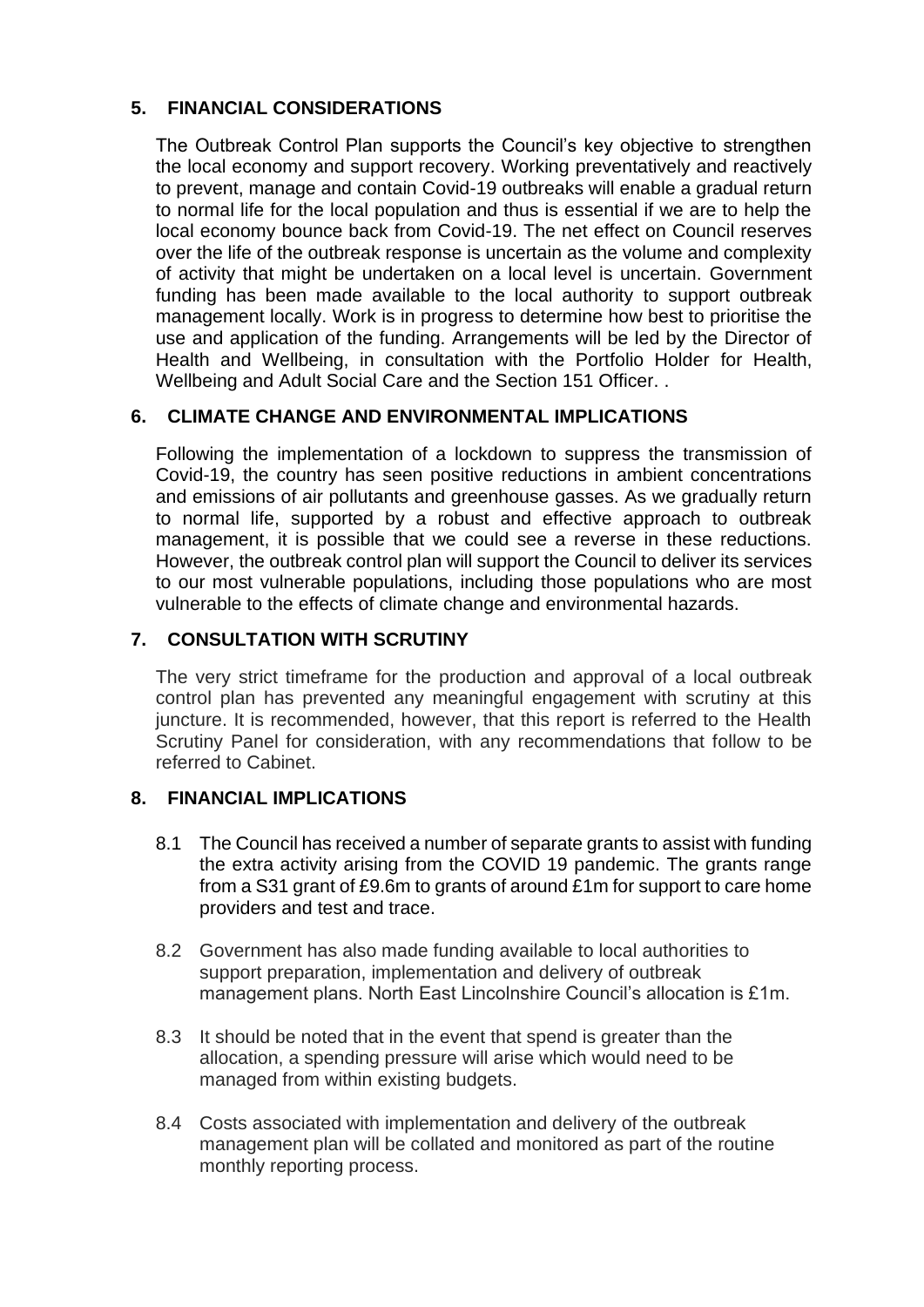## 5. FINANCIAL CONSIDERATIONS

The Outbreak Control Plan supports the Council's key objective to strengthen the local economy and support recovery. Working preventatively and reactively to prevent, manage and contain Covid-19 outbreaks will enable a gradual return to normal life for the local population and thus is essential if we are to help the local economy bounce back from Covid-19. The net effect on Council reserves over the life of the outbreak response is uncertain as the volume and complexity of activity that might be undertaken on a local level is uncertain. Government funding has been made available to the local authority to support outbreak management locally. Work is in progress to determine how best to prioritise the use and application of the funding. Arrangements will be led by the Director of Health and Wellbeing, in consultation with the Portfolio Holder for Health, Wellbeing and Adult Social Care and the Section 151 Officer. .

## 6. CLIMATE CHANGE AND ENVIRONMENTAL IMPLICATIONS

Following the implementation of a lockdown to suppress the transmission of Covid-19, the country has seen positive reductions in ambient concentrations and emissions of air pollutants and greenhouse gasses. As we gradually return to normal life, supported by a robust and effective approach to outbreak management, it is possible that we could see a reverse in these reductions. However, the outbreak control plan will support the Council to deliver its services to our most vulnerable populations, including those populations who are most vulnerable to the effects of climate change and environmental hazards.

## 7. CONSULTATION WITH SCRUTINY

The very strict timeframe for the production and approval of a local outbreak control plan has prevented any meaningful engagement with scrutiny at this juncture. It is recommended, however, that this report is referred to the Health Scrutiny Panel for consideration, with any recommendations that follow to be referred to Cabinet.

## 8. FINANCIAL IMPLICATIONS

8.1 The Council has received a number of separate grants to assist with funding the extra activity arising from the COVID 19 pandemic. The grants range from a S31 grant of £9.6m to grants of around £1m for support to care home providers and test and trace.

8.2 Government has also made funding available to local authorities to support preparation, implementation and delivery of outbreak management plans. North East Lincolnshire Council's allocation is £1m.

8.3 It should be noted that in the event that spend is greater than the allocation, a spending pressure will arise which would need to be managed from within existing budgets.

8.4 Costs associated with implementation and delivery of the outbreak management plan will be collated and monitored as part of the routine monthly reporting process.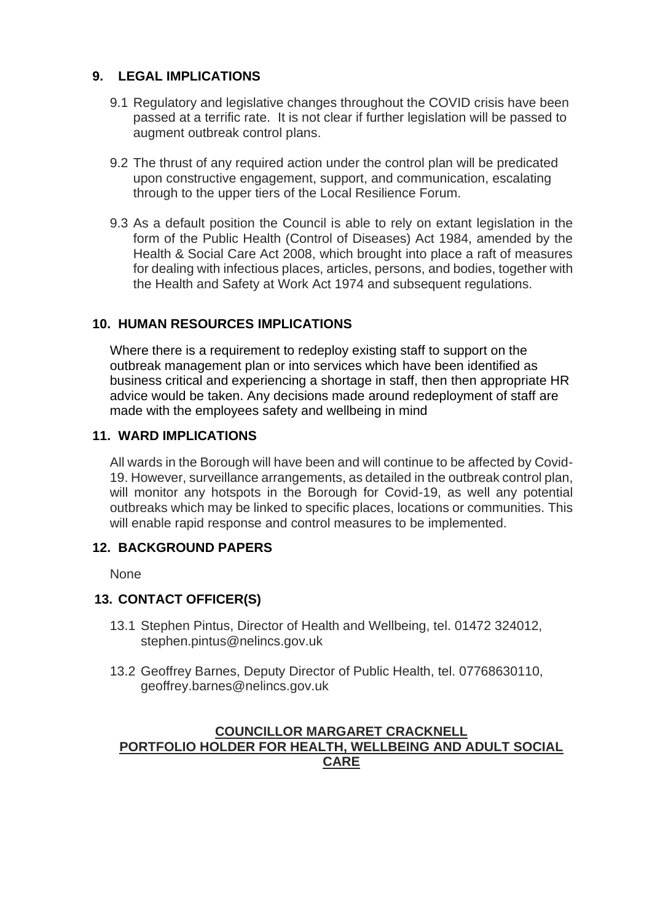## 9. LEGAL IMPLICATIONS

9.1 Regulatory and legislative changes throughout the COVID crisis have been passed at a terrific rate. It is not clear if further legislation will be passed to augment outbreak control plans.

9.2 The thrust of any required action under the control plan will be predicated upon constructive engagement, support, and communication, escalating through to the upper tiers of the Local Resilience Forum.

9.3 As a default position the Council is able to rely on extant legislation in the form of the Public Health (Control of Diseases) Act 1984, amended by the Health & Social Care Act 2008, which brought into place a raft of measures for dealing with infectious places, articles, persons, and bodies, together with the Health and Safety at Work Act 1974 and subsequent regulations.

## 10. HUMAN RESOURCES IMPLICATIONS

Where there is a requirement to redeploy existing staff to support on the outbreak management plan or into services which have been identified as business critical and experiencing a shortage in staff, then then appropriate HR advice would be taken. Any decisions made around redeployment of staff are made with the employees safety and wellbeing in mind

## 11. WARD IMPLICATIONS

All wards in the Borough will have been and will continue to be affected by Covid-19. However, surveillance arrangements, as detailed in the outbreak control plan, will monitor any hotspots in the Borough for Covid-19, as well any potential outbreaks which may be linked to specific places, locations or communities. This will enable rapid response and control measures to be implemented.

## 12. BACKGROUND PAPERS

None

## 13. CONTACT OFFICER(S)

13.1 Stephen Pintus, Director of Health and Wellbeing, tel. 01472 324012, stephen.pintus@nelincs.gov.uk

13.2 Geoffrey Barnes, Deputy Director of Public Health, tel. 07768630110, geoffrey.barnes@nelincs.gov.uk

**COUNCILLOR MARGARET CRACKNELL**
**PORTFOLIO HOLDER FOR HEALTH, WELLBEING AND ADULT SOCIAL CARE**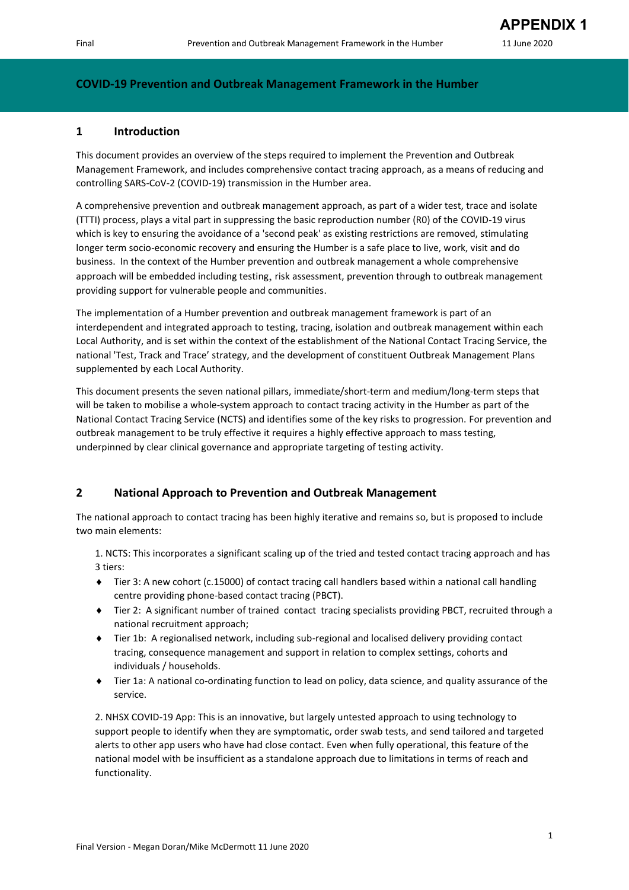# APPENDIX 1

## COVID-19 Prevention and Outbreak Management Framework in the Humber

## 1 Introduction

This document provides an overview of the steps required to implement the Prevention and Outbreak Management Framework, and includes comprehensive contact tracing approach, as a means of reducing and controlling SARS-CoV-2 (COVID-19) transmission in the Humber area.

A comprehensive prevention and outbreak management approach, as part of a wider test, trace and isolate (TTTI) process, plays a vital part in suppressing the basic reproduction number (R0) of the COVID-19 virus which is key to ensuring the avoidance of a 'second peak' as existing restrictions are removed, stimulating longer term socio-economic recovery and ensuring the Humber is a safe place to live, work, visit and do business. In the context of the Humber prevention and outbreak management a whole comprehensive approach will be embedded including testing, risk assessment, prevention through to outbreak management providing support for vulnerable people and communities.

The implementation of a Humber prevention and outbreak management framework is part of an interdependent and integrated approach to testing, tracing, isolation and outbreak management within each Local Authority, and is set within the context of the establishment of the National Contact Tracing Service, the national 'Test, Track and Trace' strategy, and the development of constituent Outbreak Management Plans supplemented by each Local Authority.

This document presents the seven national pillars, immediate/short-term and medium/long-term steps that will be taken to mobilise a whole-system approach to contact tracing activity in the Humber as part of the National Contact Tracing Service (NCTS) and identifies some of the key risks to progression. For prevention and outbreak management to be truly effective it requires a highly effective approach to mass testing, underpinned by clear clinical governance and appropriate targeting of testing activity.

## 2 National Approach to Prevention and Outbreak Management

The national approach to contact tracing has been highly iterative and remains so, but is proposed to include two main elements:

1. NCTS: This incorporates a significant scaling up of the tried and tested contact tracing approach and has 3 tiers:
   - Tier 3: A new cohort (c.15000) of contact tracing call handlers based within a national call handling centre providing phone-based contact tracing (PBCT).
   - Tier 2: A significant number of trained contact tracing specialists providing PBCT, recruited through a national recruitment approach;
   - Tier 1b: A regionalised network, including sub-regional and localised delivery providing contact tracing, consequence management and support in relation to complex settings, cohorts and individuals / households.
   - Tier 1a: A national co-ordinating function to lead on policy, data science, and quality assurance of the service.

2. NHSX COVID-19 App: This is an innovative, but largely untested approach to using technology to support people to identify when they are symptomatic, order swab tests, and send tailored and targeted alerts to other app users who have had close contact. Even when fully operational, this feature of the national model with be insufficient as a standalone approach due to limitations in terms of reach and functionality.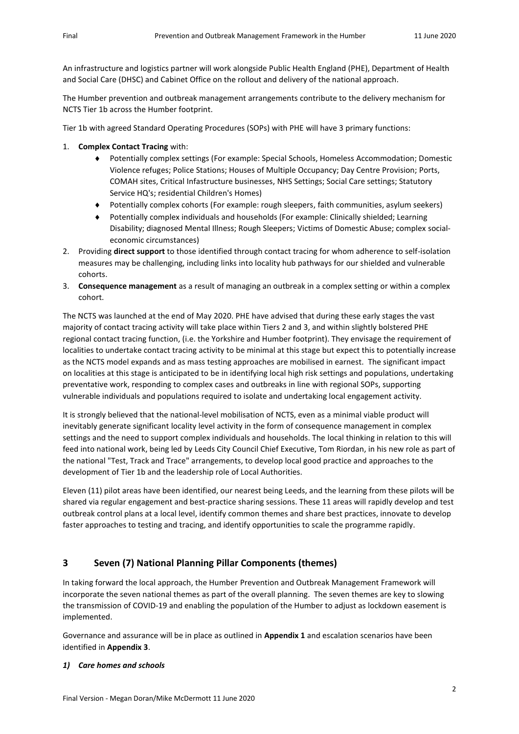An infrastructure and logistics partner will work alongside Public Health England (PHE), Department of Health and Social Care (DHSC) and Cabinet Office on the rollout and delivery of the national approach.

The Humber prevention and outbreak management arrangements contribute to the delivery mechanism for NCTS Tier 1b across the Humber footprint.

Tier 1b with agreed Standard Operating Procedures (SOPs) with PHE will have 3 primary functions:

1. **Complex Contact Tracing** with:
   - Potentially complex settings (For example: Special Schools, Homeless Accommodation; Domestic Violence refuges; Police Stations; Houses of Multiple Occupancy; Day Centre Provision; Ports, COMAH sites, Critical Infastructure businesses, NHS Settings; Social Care settings; Statutory Service HQ's; residential Children's Homes)
   - Potentially complex cohorts (For example: rough sleepers, faith communities, asylum seekers)
   - Potentially complex individuals and households (For example: Clinically shielded; Learning Disability; diagnosed Mental Illness; Rough Sleepers; Victims of Domestic Abuse; complex social-economic circumstances)
2. Providing **direct support** to those identified through contact tracing for whom adherence to self-isolation measures may be challenging, including links into locality hub pathways for our shielded and vulnerable cohorts.
3. **Consequence management** as a result of managing an outbreak in a complex setting or within a complex cohort.

The NCTS was launched at the end of May 2020. PHE have advised that during these early stages the vast majority of contact tracing activity will take place within Tiers 2 and 3, and within slightly bolstered PHE regional contact tracing function, (i.e. the Yorkshire and Humber footprint). They envisage the requirement of localities to undertake contact tracing activity to be minimal at this stage but expect this to potentially increase as the NCTS model expands and as mass testing approaches are mobilised in earnest. The significant impact on localities at this stage is anticipated to be in identifying local high risk settings and populations, undertaking preventative work, responding to complex cases and outbreaks in line with regional SOPs, supporting vulnerable individuals and populations required to isolate and undertaking local engagement activity.

It is strongly believed that the national-level mobilisation of NCTS, even as a minimal viable product will inevitably generate significant locality level activity in the form of consequence management in complex settings and the need to support complex individuals and households. The local thinking in relation to this will feed into national work, being led by Leeds City Council Chief Executive, Tom Riordan, in his new role as part of the national "Test, Track and Trace" arrangements, to develop local good practice and approaches to the development of Tier 1b and the leadership role of Local Authorities.

Eleven (11) pilot areas have been identified, our nearest being Leeds, and the learning from these pilots will be shared via regular engagement and best-practice sharing sessions. These 11 areas will rapidly develop and test outbreak control plans at a local level, identify common themes and share best practices, innovate to develop faster approaches to testing and tracing, and identify opportunities to scale the programme rapidly.

## 3 Seven (7) National Planning Pillar Components (themes)

In taking forward the local approach, the Humber Prevention and Outbreak Management Framework will incorporate the seven national themes as part of the overall planning. The seven themes are key to slowing the transmission of COVID-19 and enabling the population of the Humber to adjust as lockdown easement is implemented.

Governance and assurance will be in place as outlined in **Appendix 1** and escalation scenarios have been identified in **Appendix 3**.

### *1) Care homes and schools*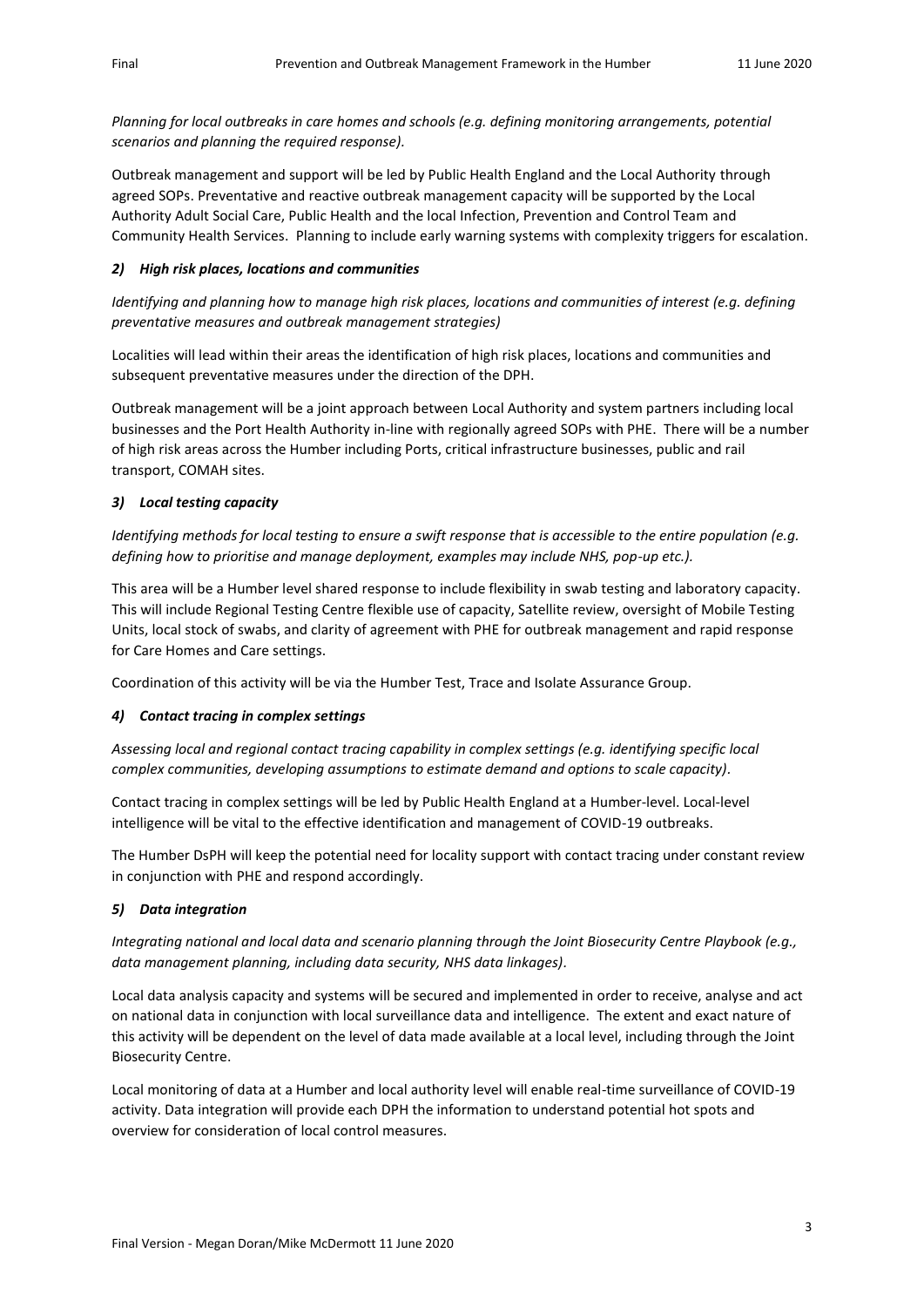*Planning for local outbreaks in care homes and schools (e.g. defining monitoring arrangements, potential scenarios and planning the required response).*

Outbreak management and support will be led by Public Health England and the Local Authority through agreed SOPs. Preventative and reactive outbreak management capacity will be supported by the Local Authority Adult Social Care, Public Health and the local Infection, Prevention and Control Team and Community Health Services. Planning to include early warning systems with complexity triggers for escalation.

### *2) High risk places, locations and communities*

*Identifying and planning how to manage high risk places, locations and communities of interest (e.g. defining preventative measures and outbreak management strategies)*

Localities will lead within their areas the identification of high risk places, locations and communities and subsequent preventative measures under the direction of the DPH.

Outbreak management will be a joint approach between Local Authority and system partners including local businesses and the Port Health Authority in-line with regionally agreed SOPs with PHE. There will be a number of high risk areas across the Humber including Ports, critical infrastructure businesses, public and rail transport, COMAH sites.

### *3) Local testing capacity*

*Identifying methods for local testing to ensure a swift response that is accessible to the entire population (e.g. defining how to prioritise and manage deployment, examples may include NHS, pop-up etc.).*

This area will be a Humber level shared response to include flexibility in swab testing and laboratory capacity. This will include Regional Testing Centre flexible use of capacity, Satellite review, oversight of Mobile Testing Units, local stock of swabs, and clarity of agreement with PHE for outbreak management and rapid response for Care Homes and Care settings.

Coordination of this activity will be via the Humber Test, Trace and Isolate Assurance Group.

### *4) Contact tracing in complex settings*

*Assessing local and regional contact tracing capability in complex settings (e.g. identifying specific local complex communities, developing assumptions to estimate demand and options to scale capacity).*

Contact tracing in complex settings will be led by Public Health England at a Humber-level. Local-level intelligence will be vital to the effective identification and management of COVID-19 outbreaks.

The Humber DsPH will keep the potential need for locality support with contact tracing under constant review in conjunction with PHE and respond accordingly.

### *5) Data integration*

*Integrating national and local data and scenario planning through the Joint Biosecurity Centre Playbook (e.g., data management planning, including data security, NHS data linkages).*

Local data analysis capacity and systems will be secured and implemented in order to receive, analyse and act on national data in conjunction with local surveillance data and intelligence. The extent and exact nature of this activity will be dependent on the level of data made available at a local level, including through the Joint Biosecurity Centre.

Local monitoring of data at a Humber and local authority level will enable real-time surveillance of COVID-19 activity. Data integration will provide each DPH the information to understand potential hot spots and overview for consideration of local control measures.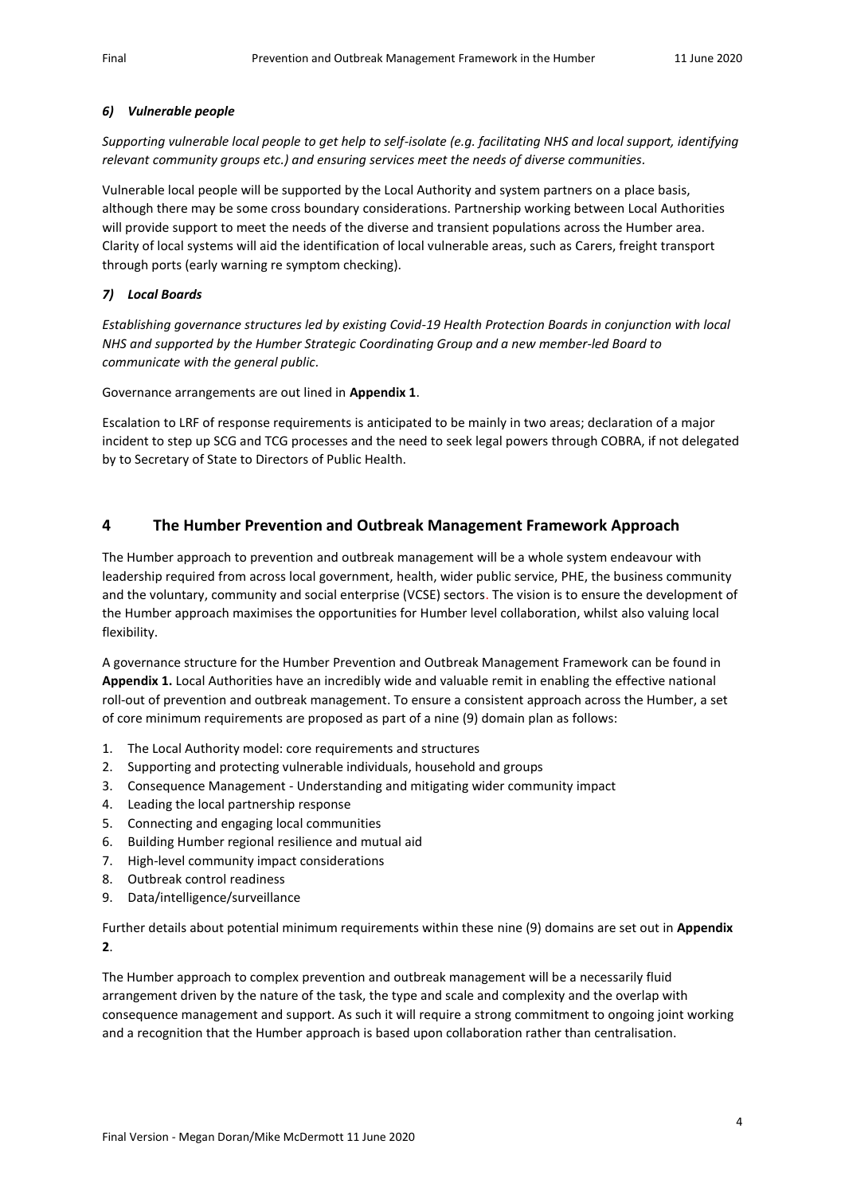#### *6) Vulnerable people*

*Supporting vulnerable local people to get help to self-isolate (e.g. facilitating NHS and local support, identifying relevant community groups etc.) and ensuring services meet the needs of diverse communities.*

Vulnerable local people will be supported by the Local Authority and system partners on a place basis, although there may be some cross boundary considerations. Partnership working between Local Authorities will provide support to meet the needs of the diverse and transient populations across the Humber area. Clarity of local systems will aid the identification of local vulnerable areas, such as Carers, freight transport through ports (early warning re symptom checking).

#### *7) Local Boards*

*Establishing governance structures led by existing Covid-19 Health Protection Boards in conjunction with local NHS and supported by the Humber Strategic Coordinating Group and a new member-led Board to communicate with the general public.*

Governance arrangements are out lined in **Appendix 1**.

Escalation to LRF of response requirements is anticipated to be mainly in two areas; declaration of a major incident to step up SCG and TCG processes and the need to seek legal powers through COBRA, if not delegated by to Secretary of State to Directors of Public Health.

## 4 The Humber Prevention and Outbreak Management Framework Approach

The Humber approach to prevention and outbreak management will be a whole system endeavour with leadership required from across local government, health, wider public service, PHE, the business community and the voluntary, community and social enterprise (VCSE) sectors. The vision is to ensure the development of the Humber approach maximises the opportunities for Humber level collaboration, whilst also valuing local flexibility.

A governance structure for the Humber Prevention and Outbreak Management Framework can be found in **Appendix 1.** Local Authorities have an incredibly wide and valuable remit in enabling the effective national roll-out of prevention and outbreak management. To ensure a consistent approach across the Humber, a set of core minimum requirements are proposed as part of a nine (9) domain plan as follows:

1. The Local Authority model: core requirements and structures
2. Supporting and protecting vulnerable individuals, household and groups
3. Consequence Management - Understanding and mitigating wider community impact
4. Leading the local partnership response
5. Connecting and engaging local communities
6. Building Humber regional resilience and mutual aid
7. High-level community impact considerations
8. Outbreak control readiness
9. Data/intelligence/surveillance

Further details about potential minimum requirements within these nine (9) domains are set out in **Appendix 2**.

The Humber approach to complex prevention and outbreak management will be a necessarily fluid arrangement driven by the nature of the task, the type and scale and complexity and the overlap with consequence management and support. As such it will require a strong commitment to ongoing joint working and a recognition that the Humber approach is based upon collaboration rather than centralisation.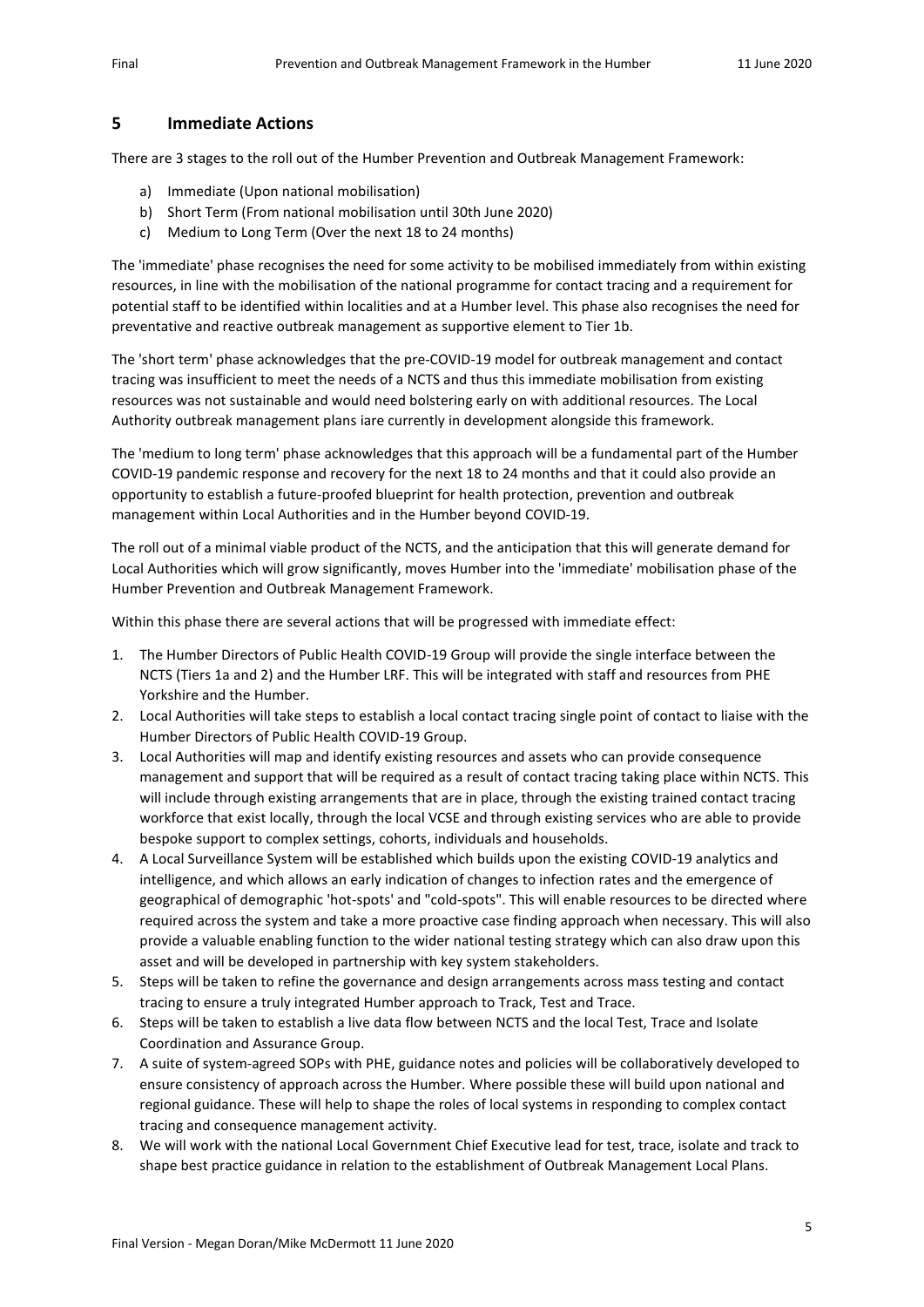## 5 Immediate Actions

There are 3 stages to the roll out of the Humber Prevention and Outbreak Management Framework:

a) Immediate (Upon national mobilisation)
b) Short Term (From national mobilisation until 30th June 2020)
c) Medium to Long Term (Over the next 18 to 24 months)

The 'immediate' phase recognises the need for some activity to be mobilised immediately from within existing resources, in line with the mobilisation of the national programme for contact tracing and a requirement for potential staff to be identified within localities and at a Humber level. This phase also recognises the need for preventative and reactive outbreak management as supportive element to Tier 1b.

The 'short term' phase acknowledges that the pre-COVID-19 model for outbreak management and contact tracing was insufficient to meet the needs of a NCTS and thus this immediate mobilisation from existing resources was not sustainable and would need bolstering early on with additional resources. The Local Authority outbreak management plans iare currently in development alongside this framework.

The 'medium to long term' phase acknowledges that this approach will be a fundamental part of the Humber COVID-19 pandemic response and recovery for the next 18 to 24 months and that it could also provide an opportunity to establish a future-proofed blueprint for health protection, prevention and outbreak management within Local Authorities and in the Humber beyond COVID-19.

The roll out of a minimal viable product of the NCTS, and the anticipation that this will generate demand for Local Authorities which will grow significantly, moves Humber into the 'immediate' mobilisation phase of the Humber Prevention and Outbreak Management Framework.

Within this phase there are several actions that will be progressed with immediate effect:

1. The Humber Directors of Public Health COVID-19 Group will provide the single interface between the NCTS (Tiers 1a and 2) and the Humber LRF. This will be integrated with staff and resources from PHE Yorkshire and the Humber.
2. Local Authorities will take steps to establish a local contact tracing single point of contact to liaise with the Humber Directors of Public Health COVID-19 Group.
3. Local Authorities will map and identify existing resources and assets who can provide consequence management and support that will be required as a result of contact tracing taking place within NCTS. This will include through existing arrangements that are in place, through the existing trained contact tracing workforce that exist locally, through the local VCSE and through existing services who are able to provide bespoke support to complex settings, cohorts, individuals and households.
4. A Local Surveillance System will be established which builds upon the existing COVID-19 analytics and intelligence, and which allows an early indication of changes to infection rates and the emergence of geographical of demographic 'hot-spots' and "cold-spots". This will enable resources to be directed where required across the system and take a more proactive case finding approach when necessary. This will also provide a valuable enabling function to the wider national testing strategy which can also draw upon this asset and will be developed in partnership with key system stakeholders.
5. Steps will be taken to refine the governance and design arrangements across mass testing and contact tracing to ensure a truly integrated Humber approach to Track, Test and Trace.
6. Steps will be taken to establish a live data flow between NCTS and the local Test, Trace and Isolate Coordination and Assurance Group.
7. A suite of system-agreed SOPs with PHE, guidance notes and policies will be collaboratively developed to ensure consistency of approach across the Humber. Where possible these will build upon national and regional guidance. These will help to shape the roles of local systems in responding to complex contact tracing and consequence management activity.
8. We will work with the national Local Government Chief Executive lead for test, trace, isolate and track to shape best practice guidance in relation to the establishment of Outbreak Management Local Plans.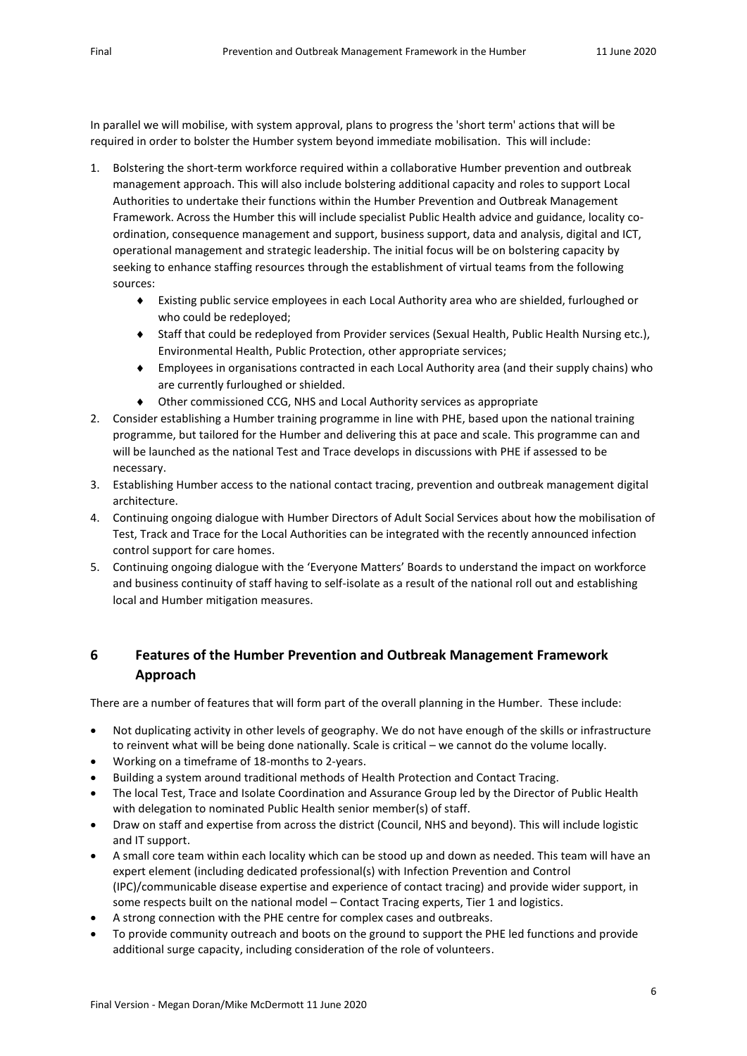In parallel we will mobilise, with system approval, plans to progress the 'short term' actions that will be required in order to bolster the Humber system beyond immediate mobilisation. This will include:

1. Bolstering the short-term workforce required within a collaborative Humber prevention and outbreak management approach. This will also include bolstering additional capacity and roles to support Local Authorities to undertake their functions within the Humber Prevention and Outbreak Management Framework. Across the Humber this will include specialist Public Health advice and guidance, locality co-ordination, consequence management and support, business support, data and analysis, digital and ICT, operational management and strategic leadership. The initial focus will be on bolstering capacity by seeking to enhance staffing resources through the establishment of virtual teams from the following sources:
   - Existing public service employees in each Local Authority area who are shielded, furloughed or who could be redeployed;
   - Staff that could be redeployed from Provider services (Sexual Health, Public Health Nursing etc.), Environmental Health, Public Protection, other appropriate services;
   - Employees in organisations contracted in each Local Authority area (and their supply chains) who are currently furloughed or shielded.
   - Other commissioned CCG, NHS and Local Authority services as appropriate
2. Consider establishing a Humber training programme in line with PHE, based upon the national training programme, but tailored for the Humber and delivering this at pace and scale. This programme can and will be launched as the national Test and Trace develops in discussions with PHE if assessed to be necessary.
3. Establishing Humber access to the national contact tracing, prevention and outbreak management digital architecture.
4. Continuing ongoing dialogue with Humber Directors of Adult Social Services about how the mobilisation of Test, Track and Trace for the Local Authorities can be integrated with the recently announced infection control support for care homes.
5. Continuing ongoing dialogue with the 'Everyone Matters' Boards to understand the impact on workforce and business continuity of staff having to self-isolate as a result of the national roll out and establishing local and Humber mitigation measures.

## 6 Features of the Humber Prevention and Outbreak Management Framework Approach

There are a number of features that will form part of the overall planning in the Humber. These include:

- Not duplicating activity in other levels of geography. We do not have enough of the skills or infrastructure to reinvent what will be being done nationally. Scale is critical – we cannot do the volume locally.
- Working on a timeframe of 18-months to 2-years.
- Building a system around traditional methods of Health Protection and Contact Tracing.
- The local Test, Trace and Isolate Coordination and Assurance Group led by the Director of Public Health with delegation to nominated Public Health senior member(s) of staff.
- Draw on staff and expertise from across the district (Council, NHS and beyond). This will include logistic and IT support.
- A small core team within each locality which can be stood up and down as needed. This team will have an expert element (including dedicated professional(s) with Infection Prevention and Control (IPC)/communicable disease expertise and experience of contact tracing) and provide wider support, in some respects built on the national model – Contact Tracing experts, Tier 1 and logistics.
- A strong connection with the PHE centre for complex cases and outbreaks.
- To provide community outreach and boots on the ground to support the PHE led functions and provide additional surge capacity, including consideration of the role of volunteers.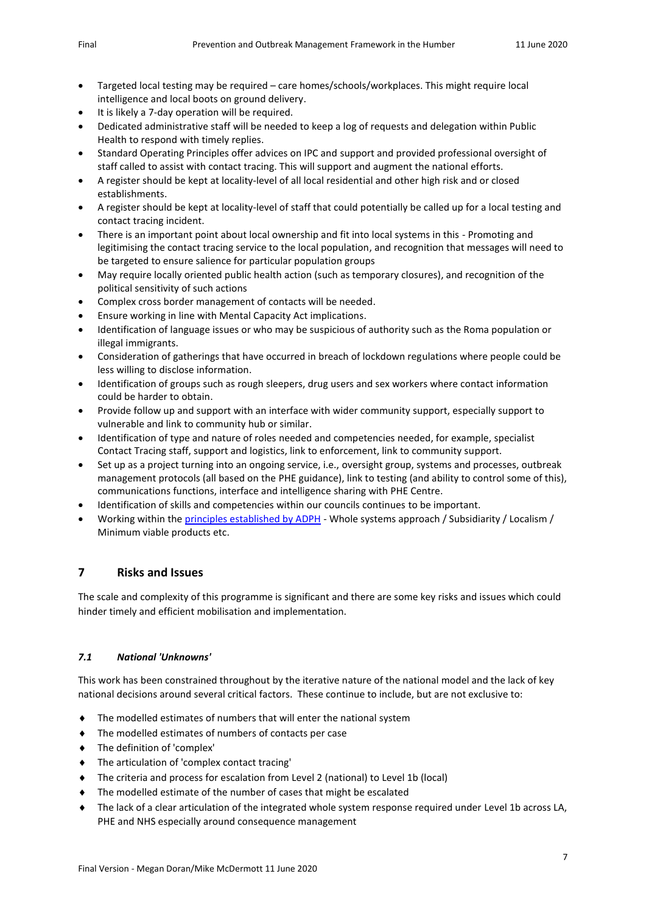- Targeted local testing may be required – care homes/schools/workplaces. This might require local intelligence and local boots on ground delivery.
- It is likely a 7-day operation will be required.
- Dedicated administrative staff will be needed to keep a log of requests and delegation within Public Health to respond with timely replies.
- Standard Operating Principles offer advices on IPC and support and provided professional oversight of staff called to assist with contact tracing. This will support and augment the national efforts.
- A register should be kept at locality-level of all local residential and other high risk and or closed establishments.
- A register should be kept at locality-level of staff that could potentially be called up for a local testing and contact tracing incident.
- There is an important point about local ownership and fit into local systems in this - Promoting and legitimising the contact tracing service to the local population, and recognition that messages will need to be targeted to ensure salience for particular population groups
- May require locally oriented public health action (such as temporary closures), and recognition of the political sensitivity of such actions
- Complex cross border management of contacts will be needed.
- Ensure working in line with Mental Capacity Act implications.
- Identification of language issues or who may be suspicious of authority such as the Roma population or illegal immigrants.
- Consideration of gatherings that have occurred in breach of lockdown regulations where people could be less willing to disclose information.
- Identification of groups such as rough sleepers, drug users and sex workers where contact information could be harder to obtain.
- Provide follow up and support with an interface with wider community support, especially support to vulnerable and link to community hub or similar.
- Identification of type and nature of roles needed and competencies needed, for example, specialist Contact Tracing staff, support and logistics, link to enforcement, link to community support.
- Set up as a project turning into an ongoing service, i.e., oversight group, systems and processes, outbreak management protocols (all based on the PHE guidance), link to testing (and ability to control some of this), communications functions, interface and intelligence sharing with PHE Centre.
- Identification of skills and competencies within our councils continues to be important.
- Working within the principles established by ADPH - Whole systems approach / Subsidiarity / Localism / Minimum viable products etc.

## 7 Risks and Issues

The scale and complexity of this programme is significant and there are some key risks and issues which could hinder timely and efficient mobilisation and implementation.

### *7.1 National 'Unknowns'*

This work has been constrained throughout by the iterative nature of the national model and the lack of key national decisions around several critical factors. These continue to include, but are not exclusive to:

- The modelled estimates of numbers that will enter the national system
- The modelled estimates of numbers of contacts per case
- The definition of 'complex'
- The articulation of 'complex contact tracing'
- The criteria and process for escalation from Level 2 (national) to Level 1b (local)
- The modelled estimate of the number of cases that might be escalated
- The lack of a clear articulation of the integrated whole system response required under Level 1b across LA, PHE and NHS especially around consequence management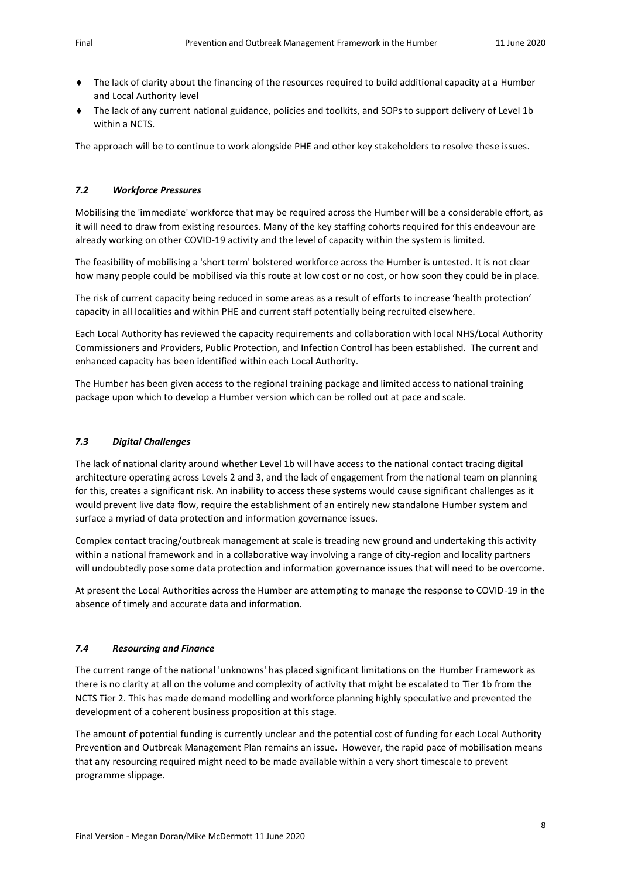- The lack of clarity about the financing of the resources required to build additional capacity at a Humber and Local Authority level
- The lack of any current national guidance, policies and toolkits, and SOPs to support delivery of Level 1b within a NCTS.

The approach will be to continue to work alongside PHE and other key stakeholders to resolve these issues.

### *7.2 Workforce Pressures*

Mobilising the 'immediate' workforce that may be required across the Humber will be a considerable effort, as it will need to draw from existing resources. Many of the key staffing cohorts required for this endeavour are already working on other COVID-19 activity and the level of capacity within the system is limited.

The feasibility of mobilising a 'short term' bolstered workforce across the Humber is untested. It is not clear how many people could be mobilised via this route at low cost or no cost, or how soon they could be in place.

The risk of current capacity being reduced in some areas as a result of efforts to increase 'health protection' capacity in all localities and within PHE and current staff potentially being recruited elsewhere.

Each Local Authority has reviewed the capacity requirements and collaboration with local NHS/Local Authority Commissioners and Providers, Public Protection, and Infection Control has been established. The current and enhanced capacity has been identified within each Local Authority.

The Humber has been given access to the regional training package and limited access to national training package upon which to develop a Humber version which can be rolled out at pace and scale.

### *7.3 Digital Challenges*

The lack of national clarity around whether Level 1b will have access to the national contact tracing digital architecture operating across Levels 2 and 3, and the lack of engagement from the national team on planning for this, creates a significant risk. An inability to access these systems would cause significant challenges as it would prevent live data flow, require the establishment of an entirely new standalone Humber system and surface a myriad of data protection and information governance issues.

Complex contact tracing/outbreak management at scale is treading new ground and undertaking this activity within a national framework and in a collaborative way involving a range of city-region and locality partners will undoubtedly pose some data protection and information governance issues that will need to be overcome.

At present the Local Authorities across the Humber are attempting to manage the response to COVID-19 in the absence of timely and accurate data and information.

### *7.4 Resourcing and Finance*

The current range of the national 'unknowns' has placed significant limitations on the Humber Framework as there is no clarity at all on the volume and complexity of activity that might be escalated to Tier 1b from the NCTS Tier 2. This has made demand modelling and workforce planning highly speculative and prevented the development of a coherent business proposition at this stage.

The amount of potential funding is currently unclear and the potential cost of funding for each Local Authority Prevention and Outbreak Management Plan remains an issue. However, the rapid pace of mobilisation means that any resourcing required might need to be made available within a very short timescale to prevent programme slippage.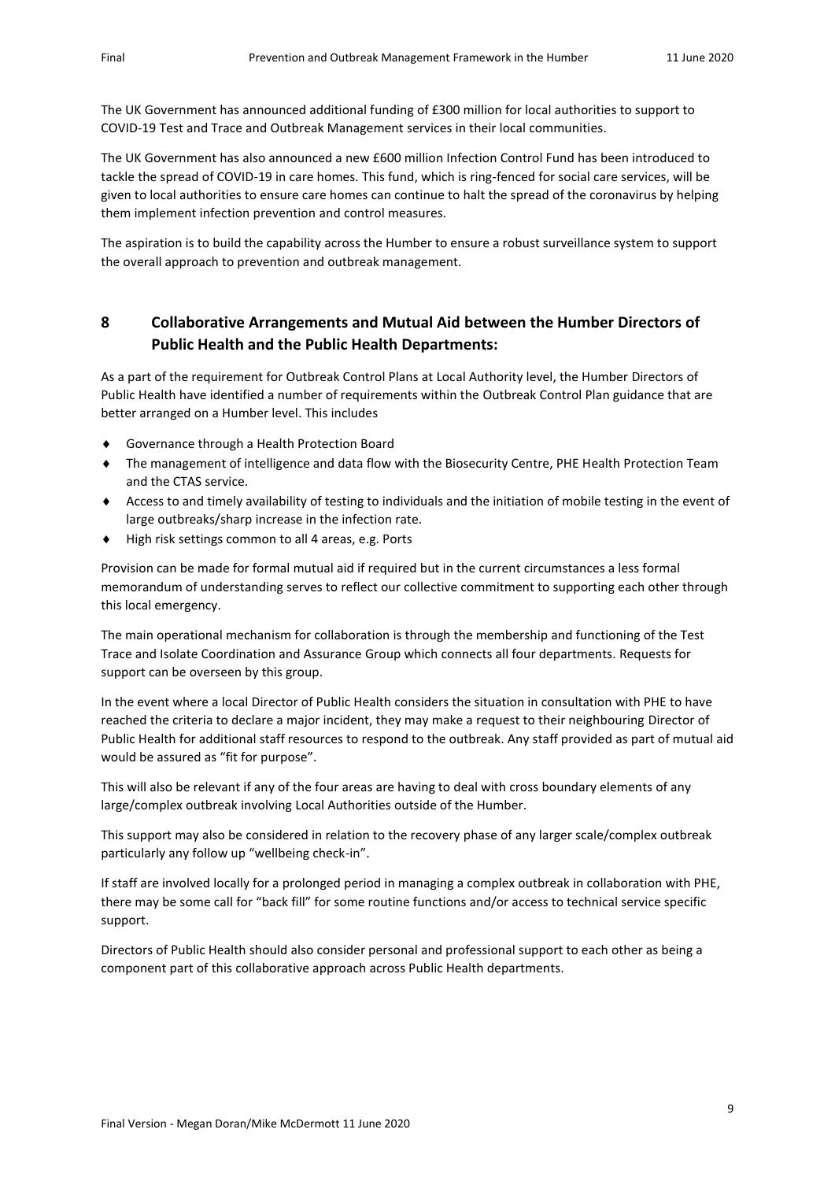The UK Government has announced additional funding of £300 million for local authorities to support to COVID-19 Test and Trace and Outbreak Management services in their local communities.

The UK Government has also announced a new £600 million Infection Control Fund has been introduced to tackle the spread of COVID-19 in care homes. This fund, which is ring-fenced for social care services, will be given to local authorities to ensure care homes can continue to halt the spread of the coronavirus by helping them implement infection prevention and control measures.

The aspiration is to build the capability across the Humber to ensure a robust surveillance system to support the overall approach to prevention and outbreak management.

## 8 Collaborative Arrangements and Mutual Aid between the Humber Directors of Public Health and the Public Health Departments:

As a part of the requirement for Outbreak Control Plans at Local Authority level, the Humber Directors of Public Health have identified a number of requirements within the Outbreak Control Plan guidance that are better arranged on a Humber level. This includes

- Governance through a Health Protection Board
- The management of intelligence and data flow with the Biosecurity Centre, PHE Health Protection Team and the CTAS service.
- Access to and timely availability of testing to individuals and the initiation of mobile testing in the event of large outbreaks/sharp increase in the infection rate.
- High risk settings common to all 4 areas, e.g. Ports

Provision can be made for formal mutual aid if required but in the current circumstances a less formal memorandum of understanding serves to reflect our collective commitment to supporting each other through this local emergency.

The main operational mechanism for collaboration is through the membership and functioning of the Test Trace and Isolate Coordination and Assurance Group which connects all four departments. Requests for support can be overseen by this group.

In the event where a local Director of Public Health considers the situation in consultation with PHE to have reached the criteria to declare a major incident, they may make a request to their neighbouring Director of Public Health for additional staff resources to respond to the outbreak. Any staff provided as part of mutual aid would be assured as "fit for purpose".

This will also be relevant if any of the four areas are having to deal with cross boundary elements of any large/complex outbreak involving Local Authorities outside of the Humber.

This support may also be considered in relation to the recovery phase of any larger scale/complex outbreak particularly any follow up "wellbeing check-in".

If staff are involved locally for a prolonged period in managing a complex outbreak in collaboration with PHE, there may be some call for "back fill" for some routine functions and/or access to technical service specific support.

Directors of Public Health should also consider personal and professional support to each other as being a component part of this collaborative approach across Public Health departments.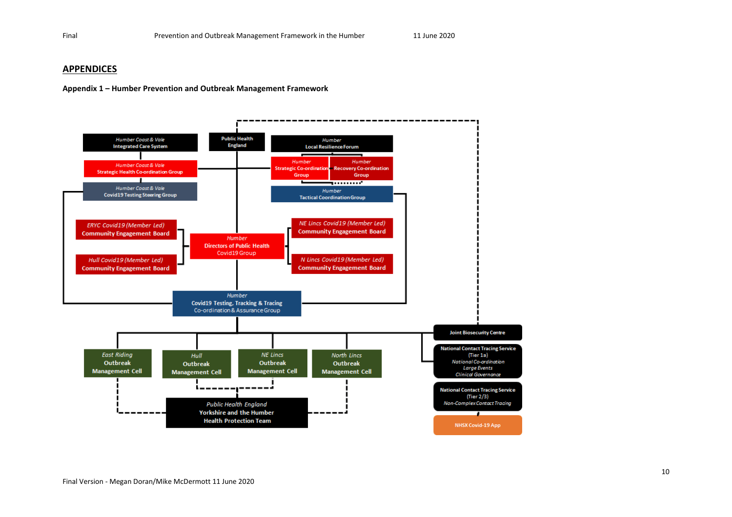## APPENDICES

**Appendix 1 – Humber Prevention and Outbreak Management Framework**

Humber Coast & Vale Integrated Care System

Public Health England

Humber Local Resilience Forum

Humber Coast & Vale Strategic Health Co-ordination Group

Humber Strategic Co-ordination Group

Humber Recovery Co-ordination Group

Humber Coast & Vale Covid19 Testing Steering Group

Humber Tactical Coordination Group

ERYC Covid19 (Member Led) Community Engagement Board

NE Lincs Covid19 (Member Led) Community Engagement Board

Humber Directors of Public Health Covid19 Group

Hull Covid19 (Member Led) Community Engagement Board

N Lincs Covid19 (Member Led) Community Engagement Board

Humber Covid19 Testing, Tracking & Tracing Co-ordination & Assurance Group

Joint Biosecurity Centre

National Contact Tracing Service (Tier 1a) National Co-ordination Large Events Clinical Governance

East Riding Outbreak Management Cell

Hull Outbreak Management Cell

NE Lincs Outbreak Management Cell

North Lincs Outbreak Management Cell

National Contact Tracing Service (Tier 2/3) Non-Complex Contact Tracing

Public Health England Yorkshire and the Humber Health Protection Team

NHSX Covid-19 App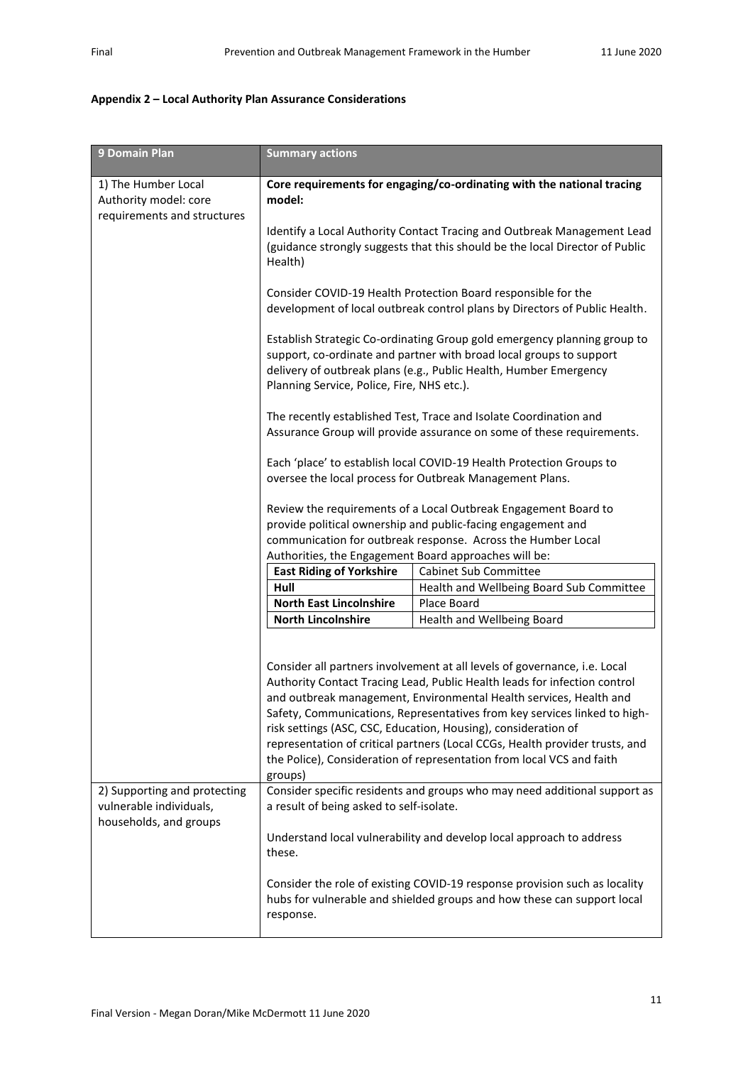**Appendix 2 – Local Authority Plan Assurance Considerations**

| 9 Domain Plan | Summary actions |
|---|---|
| 1) The Humber Local Authority model: core requirements and structures | **Core requirements for engaging/co-ordinating with the national tracing model:**<br><br>Identify a Local Authority Contact Tracing and Outbreak Management Lead (guidance strongly suggests that this should be the local Director of Public Health)<br><br>Consider COVID-19 Health Protection Board responsible for the development of local outbreak control plans by Directors of Public Health.<br><br>Establish Strategic Co-ordinating Group gold emergency planning group to support, co-ordinate and partner with broad local groups to support delivery of outbreak plans (e.g., Public Health, Humber Emergency Planning Service, Police, Fire, NHS etc.).<br><br>The recently established Test, Trace and Isolate Coordination and Assurance Group will provide assurance on some of these requirements.<br><br>Each 'place' to establish local COVID-19 Health Protection Groups to oversee the local process for Outbreak Management Plans.<br><br>Review the requirements of a Local Outbreak Engagement Board to provide political ownership and public-facing engagement and communication for outbreak response. Across the Humber Local Authorities, the Engagement Board approaches will be:<br><br>**East Riding of Yorkshire** – Cabinet Sub Committee<br>**Hull** – Health and Wellbeing Board Sub Committee<br>**North East Lincolnshire** – Place Board<br>**North Lincolnshire** – Health and Wellbeing Board<br><br>Consider all partners involvement at all levels of governance, i.e. Local Authority Contact Tracing Lead, Public Health leads for infection control and outbreak management, Environmental Health services, Health and Safety, Communications, Representatives from key services linked to high-risk settings (ASC, CSC, Education, Housing), consideration of representation of critical partners (Local CCGs, Health provider trusts, and the Police), Consideration of representation from local VCS and faith groups) |
| 2) Supporting and protecting vulnerable individuals, households, and groups | Consider specific residents and groups who may need additional support as a result of being asked to self-isolate.<br><br>Understand local vulnerability and develop local approach to address these.<br><br>Consider the role of existing COVID-19 response provision such as locality hubs for vulnerable and shielded groups and how these can support local response. |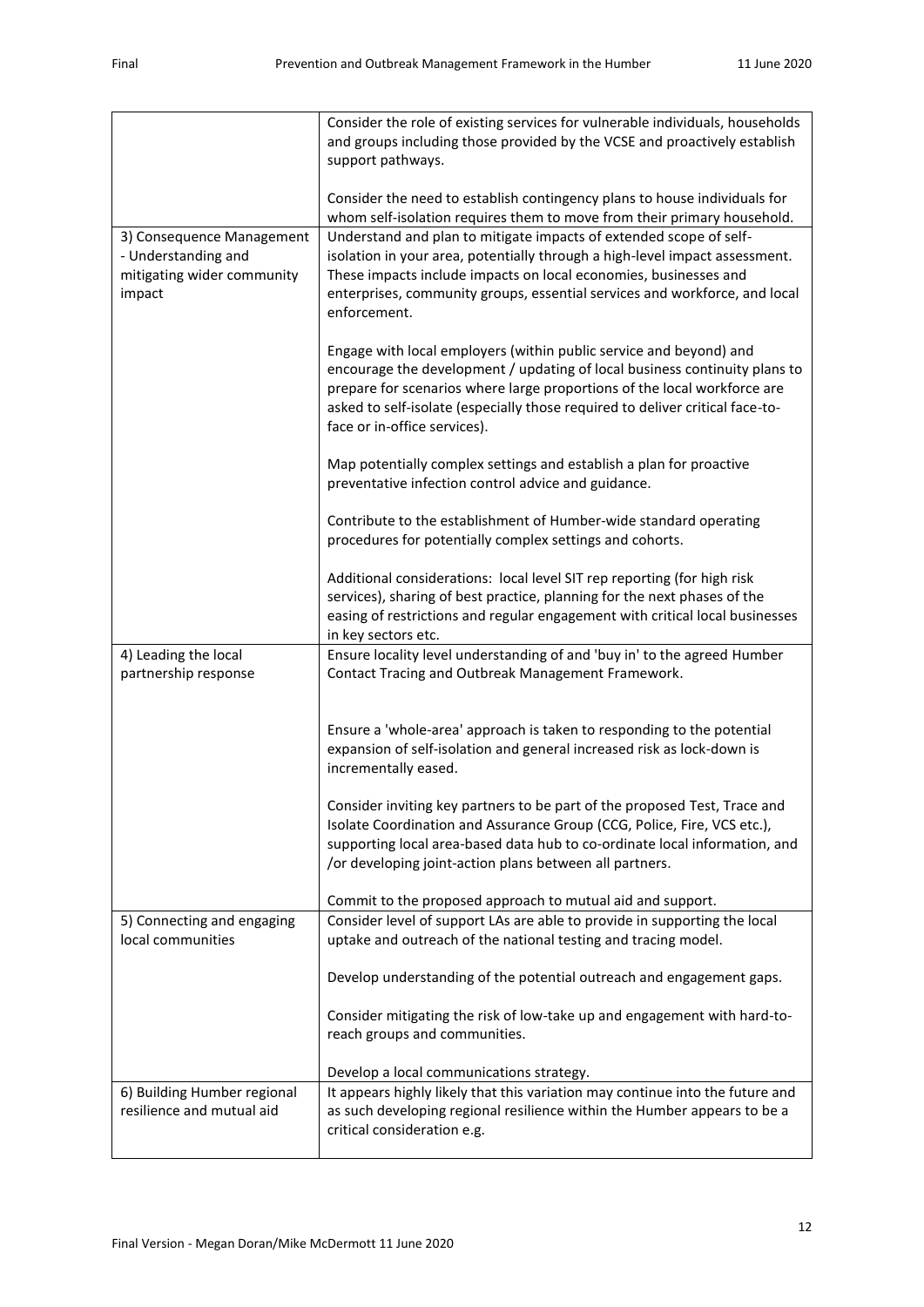| | |
|---|---|
| | Consider the role of existing services for vulnerable individuals, households and groups including those provided by the VCSE and proactively establish support pathways.<br><br>Consider the need to establish contingency plans to house individuals for whom self-isolation requires them to move from their primary household. |
| 3) Consequence Management - Understanding and mitigating wider community impact | Understand and plan to mitigate impacts of extended scope of self-isolation in your area, potentially through a high-level impact assessment. These impacts include impacts on local economies, businesses and enterprises, community groups, essential services and workforce, and local enforcement.<br><br>Engage with local employers (within public service and beyond) and encourage the development / updating of local business continuity plans to prepare for scenarios where large proportions of the local workforce are asked to self-isolate (especially those required to deliver critical face-to-face or in-office services).<br><br>Map potentially complex settings and establish a plan for proactive preventative infection control advice and guidance.<br><br>Contribute to the establishment of Humber-wide standard operating procedures for potentially complex settings and cohorts.<br><br>Additional considerations: local level SIT rep reporting (for high risk services), sharing of best practice, planning for the next phases of the easing of restrictions and regular engagement with critical local businesses in key sectors etc. |
| 4) Leading the local partnership response | Ensure locality level understanding of and 'buy in' to the agreed Humber Contact Tracing and Outbreak Management Framework.<br><br>Ensure a 'whole-area' approach is taken to responding to the potential expansion of self-isolation and general increased risk as lock-down is incrementally eased.<br><br>Consider inviting key partners to be part of the proposed Test, Trace and Isolate Coordination and Assurance Group (CCG, Police, Fire, VCS etc.), supporting local area-based data hub to co-ordinate local information, and /or developing joint-action plans between all partners.<br><br>Commit to the proposed approach to mutual aid and support. |
| 5) Connecting and engaging local communities | Consider level of support LAs are able to provide in supporting the local uptake and outreach of the national testing and tracing model.<br><br>Develop understanding of the potential outreach and engagement gaps.<br><br>Consider mitigating the risk of low-take up and engagement with hard-to-reach groups and communities.<br><br>Develop a local communications strategy. |
| 6) Building Humber regional resilience and mutual aid | It appears highly likely that this variation may continue into the future and as such developing regional resilience within the Humber appears to be a critical consideration e.g. |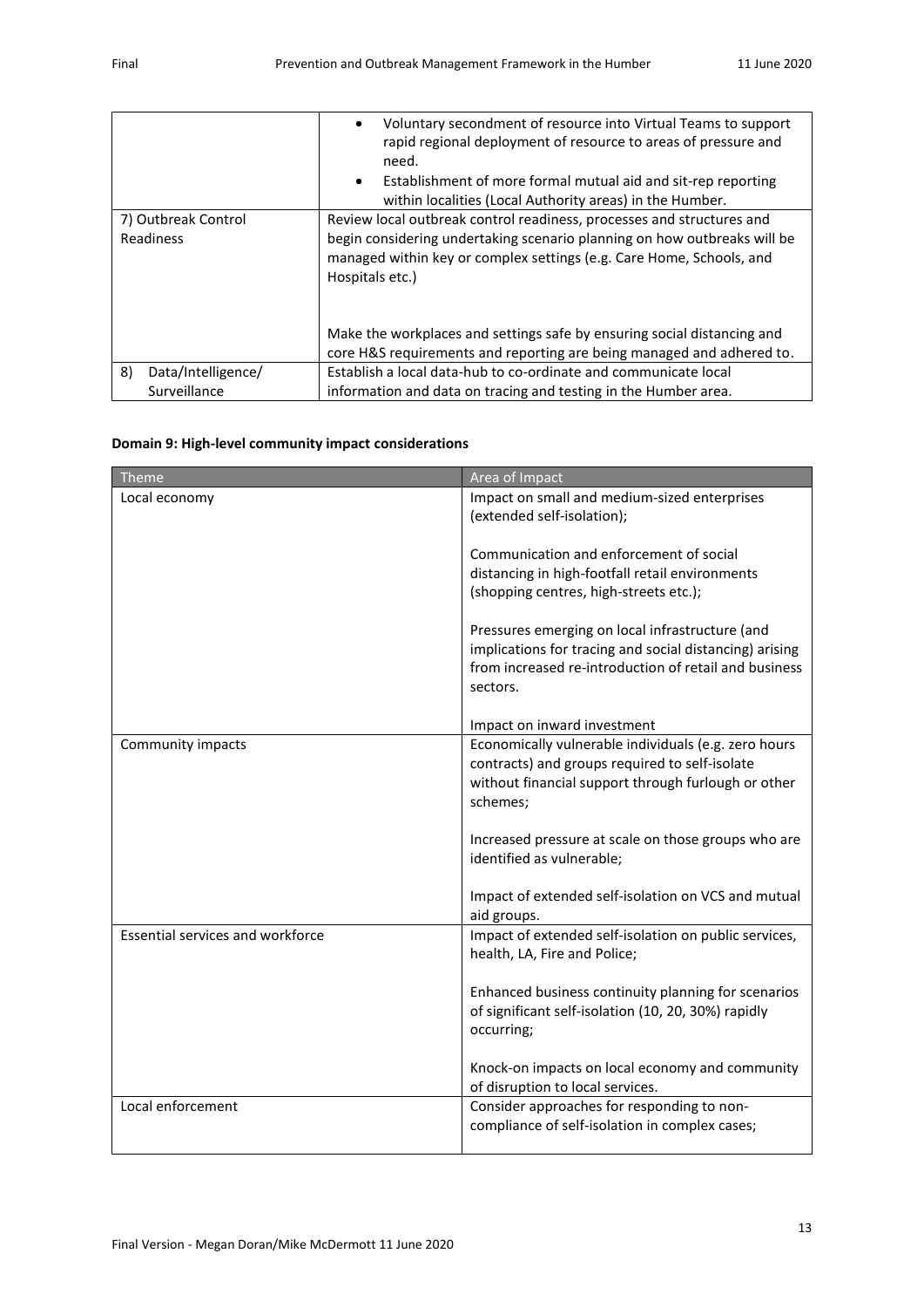| | |
|---|---|
| | • Voluntary secondment of resource into Virtual Teams to support rapid regional deployment of resource to areas of pressure and need.<br>• Establishment of more formal mutual aid and sit-rep reporting within localities (Local Authority areas) in the Humber. |
| 7) Outbreak Control Readiness | Review local outbreak control readiness, processes and structures and begin considering undertaking scenario planning on how outbreaks will be managed within key or complex settings (e.g. Care Home, Schools, and Hospitals etc.)<br><br>Make the workplaces and settings safe by ensuring social distancing and core H&S requirements and reporting are being managed and adhered to. |
| 8) Data/Intelligence/ Surveillance | Establish a local data-hub to co-ordinate and communicate local information and data on tracing and testing in the Humber area. |

**Domain 9: High-level community impact considerations**

| Theme | Area of Impact |
|---|---|
| Local economy | Impact on small and medium-sized enterprises (extended self-isolation);<br><br>Communication and enforcement of social distancing in high-footfall retail environments (shopping centres, high-streets etc.);<br><br>Pressures emerging on local infrastructure (and implications for tracing and social distancing) arising from increased re-introduction of retail and business sectors.<br><br>Impact on inward investment |
| Community impacts | Economically vulnerable individuals (e.g. zero hours contracts) and groups required to self-isolate without financial support through furlough or other schemes;<br><br>Increased pressure at scale on those groups who are identified as vulnerable;<br><br>Impact of extended self-isolation on VCS and mutual aid groups. |
| Essential services and workforce | Impact of extended self-isolation on public services, health, LA, Fire and Police;<br><br>Enhanced business continuity planning for scenarios of significant self-isolation (10, 20, 30%) rapidly occurring;<br><br>Knock-on impacts on local economy and community of disruption to local services. |
| Local enforcement | Consider approaches for responding to non-compliance of self-isolation in complex cases; |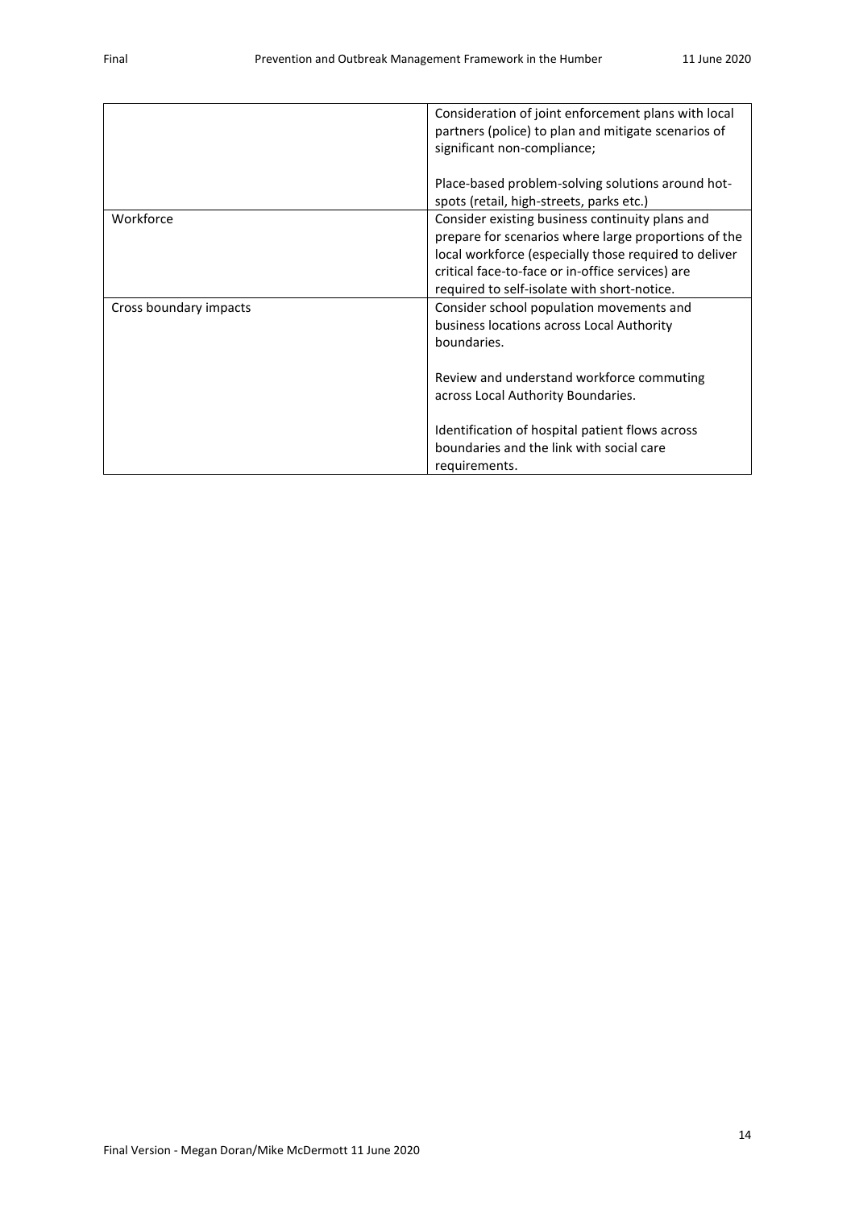| | |
|---|---|
| | Consideration of joint enforcement plans with local partners (police) to plan and mitigate scenarios of significant non-compliance;<br><br>Place-based problem-solving solutions around hot-spots (retail, high-streets, parks etc.) |
| Workforce | Consider existing business continuity plans and prepare for scenarios where large proportions of the local workforce (especially those required to deliver critical face-to-face or in-office services) are required to self-isolate with short-notice. |
| Cross boundary impacts | Consider school population movements and business locations across Local Authority boundaries.<br><br>Review and understand workforce commuting across Local Authority Boundaries.<br><br>Identification of hospital patient flows across boundaries and the link with social care requirements. |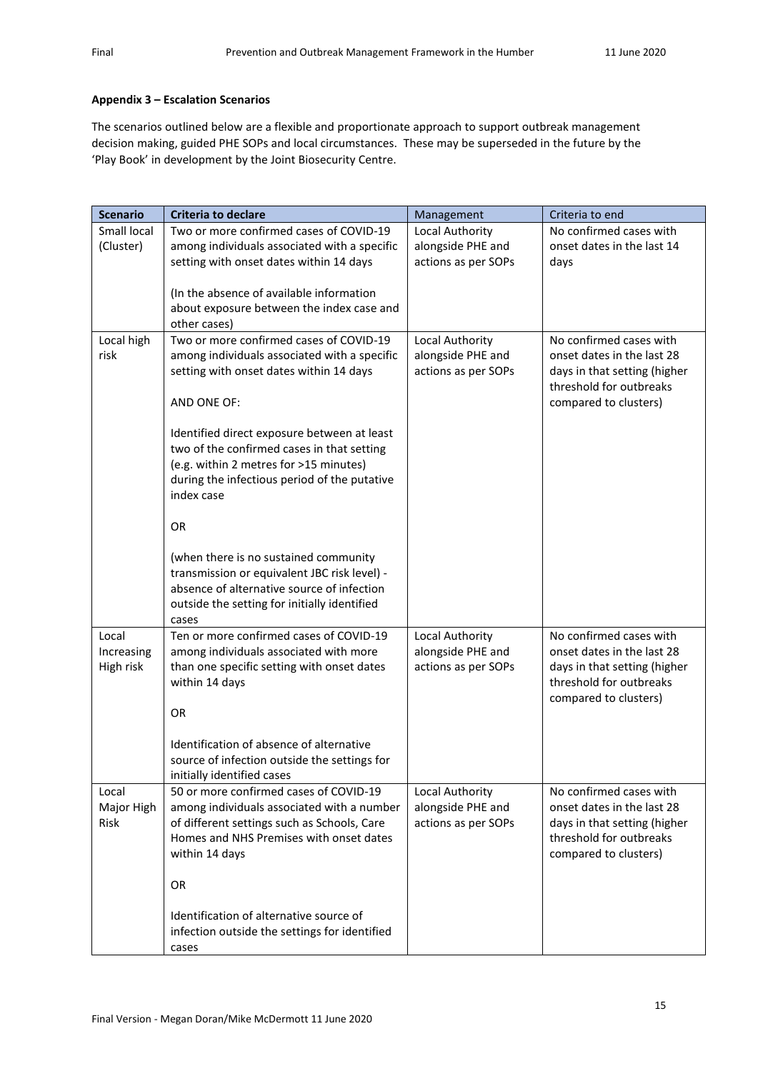**Appendix 3 – Escalation Scenarios**

The scenarios outlined below are a flexible and proportionate approach to support outbreak management decision making, guided PHE SOPs and local circumstances. These may be superseded in the future by the 'Play Book' in development by the Joint Biosecurity Centre.

| Scenario | Criteria to declare | Management | Criteria to end |
|---|---|---|---|
| Small local (Cluster) | Two or more confirmed cases of COVID-19 among individuals associated with a specific setting with onset dates within 14 days<br><br>(In the absence of available information about exposure between the index case and other cases) | Local Authority alongside PHE and actions as per SOPs | No confirmed cases with onset dates in the last 14 days |
| Local high risk | Two or more confirmed cases of COVID-19 among individuals associated with a specific setting with onset dates within 14 days<br><br>AND ONE OF:<br><br>Identified direct exposure between at least two of the confirmed cases in that setting (e.g. within 2 metres for >15 minutes) during the infectious period of the putative index case<br><br>OR<br><br>(when there is no sustained community transmission or equivalent JBC risk level) - absence of alternative source of infection outside the setting for initially identified cases | Local Authority alongside PHE and actions as per SOPs | No confirmed cases with onset dates in the last 28 days in that setting (higher threshold for outbreaks compared to clusters) |
| Local Increasing High risk | Ten or more confirmed cases of COVID-19 among individuals associated with more than one specific setting with onset dates within 14 days<br><br>OR<br><br>Identification of absence of alternative source of infection outside the settings for initially identified cases | Local Authority alongside PHE and actions as per SOPs | No confirmed cases with onset dates in the last 28 days in that setting (higher threshold for outbreaks compared to clusters) |
| Local Major High Risk | 50 or more confirmed cases of COVID-19 among individuals associated with a number of different settings such as Schools, Care Homes and NHS Premises with onset dates within 14 days<br><br>OR<br><br>Identification of alternative source of infection outside the settings for identified cases | Local Authority alongside PHE and actions as per SOPs | No confirmed cases with onset dates in the last 28 days in that setting (higher threshold for outbreaks compared to clusters) |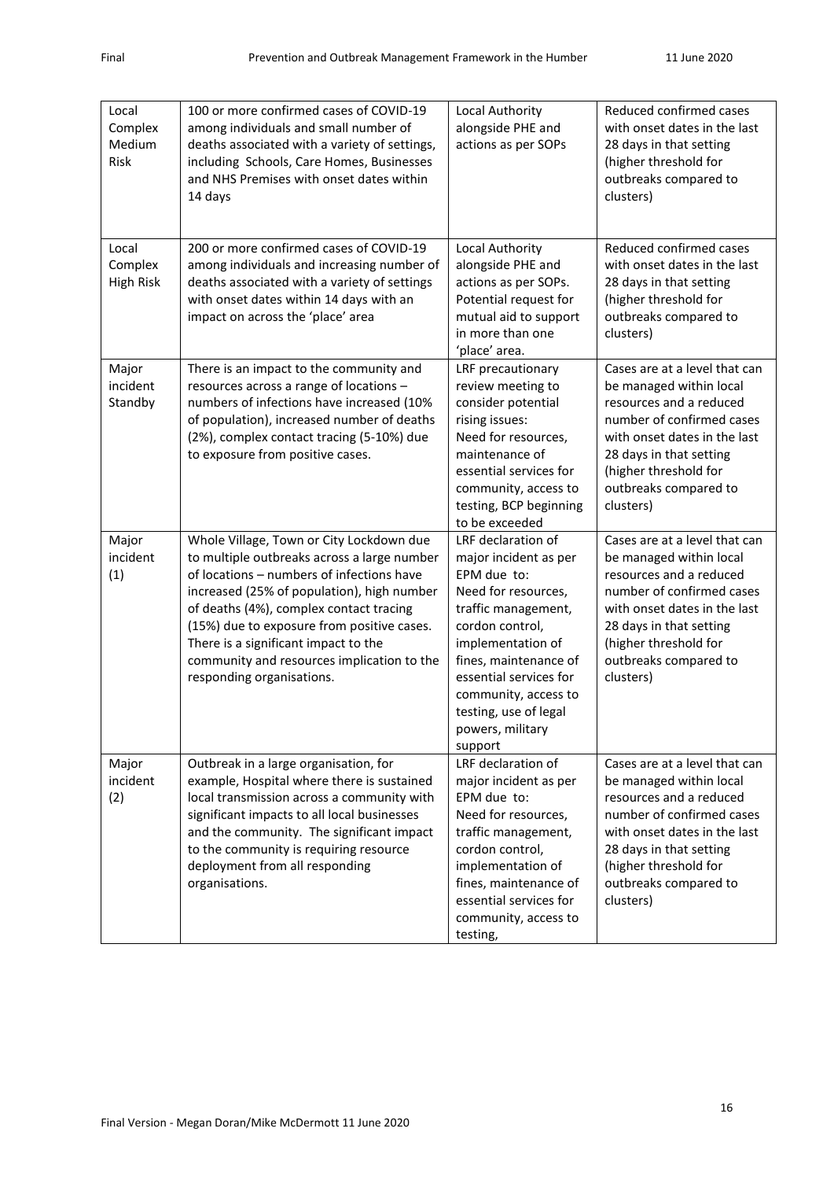| Local Complex Medium Risk | 100 or more confirmed cases of COVID-19 among individuals and small number of deaths associated with a variety of settings, including Schools, Care Homes, Businesses and NHS Premises with onset dates within 14 days | Local Authority alongside PHE and actions as per SOPs | Reduced confirmed cases with onset dates in the last 28 days in that setting (higher threshold for outbreaks compared to clusters) |
|---|---|---|---|
| Local Complex High Risk | 200 or more confirmed cases of COVID-19 among individuals and increasing number of deaths associated with a variety of settings with onset dates within 14 days with an impact on across the 'place' area | Local Authority alongside PHE and actions as per SOPs. Potential request for mutual aid to support in more than one 'place' area. | Reduced confirmed cases with onset dates in the last 28 days in that setting (higher threshold for outbreaks compared to clusters) |
| Major incident Standby | There is an impact to the community and resources across a range of locations – numbers of infections have increased (10% of population), increased number of deaths (2%), complex contact tracing (5-10%) due to exposure from positive cases. | LRF precautionary review meeting to consider potential rising issues: Need for resources, maintenance of essential services for community, access to testing, BCP beginning to be exceeded | Cases are at a level that can be managed within local resources and a reduced number of confirmed cases with onset dates in the last 28 days in that setting (higher threshold for outbreaks compared to clusters) |
| Major incident (1) | Whole Village, Town or City Lockdown due to multiple outbreaks across a large number of locations – numbers of infections have increased (25% of population), high number of deaths (4%), complex contact tracing (15%) due to exposure from positive cases. There is a significant impact to the community and resources implication to the responding organisations. | LRF declaration of major incident as per EPM due to: Need for resources, traffic management, cordon control, implementation of fines, maintenance of essential services for community, access to testing, use of legal powers, military support | Cases are at a level that can be managed within local resources and a reduced number of confirmed cases with onset dates in the last 28 days in that setting (higher threshold for outbreaks compared to clusters) |
| Major incident (2) | Outbreak in a large organisation, for example, Hospital where there is sustained local transmission across a community with significant impacts to all local businesses and the community. The significant impact to the community is requiring resource deployment from all responding organisations. | LRF declaration of major incident as per EPM due to: Need for resources, traffic management, cordon control, implementation of fines, maintenance of essential services for community, access to testing, | Cases are at a level that can be managed within local resources and a reduced number of confirmed cases with onset dates in the last 28 days in that setting (higher threshold for outbreaks compared to clusters) |

Final Version - Megan Doran/Mike McDermott 11 June 2020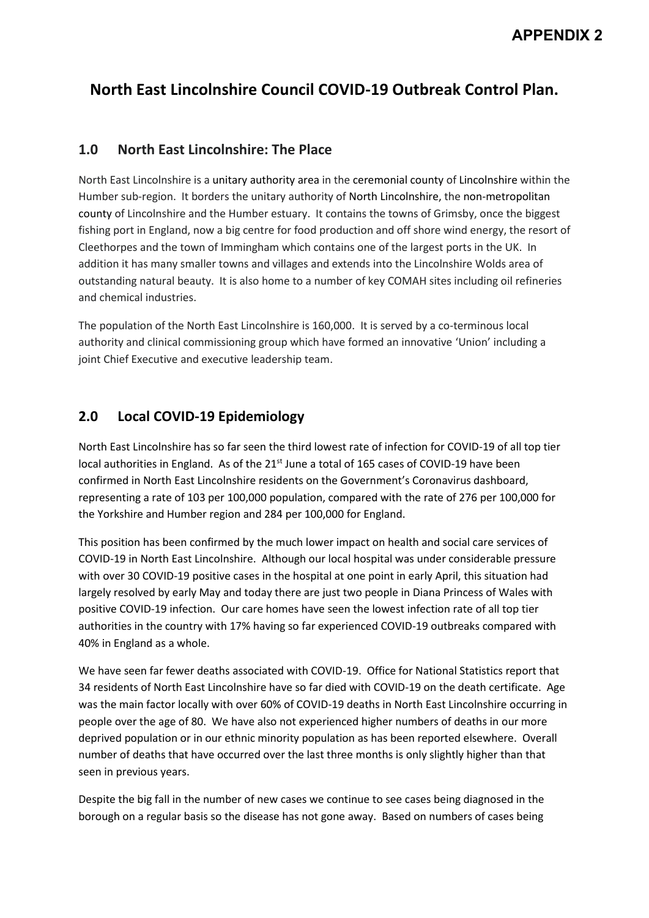**APPENDIX 2**

# North East Lincolnshire Council COVID-19 Outbreak Control Plan.

## 1.0 North East Lincolnshire: The Place

North East Lincolnshire is a unitary authority area in the ceremonial county of Lincolnshire within the Humber sub-region. It borders the unitary authority of North Lincolnshire, the non-metropolitan county of Lincolnshire and the Humber estuary. It contains the towns of Grimsby, once the biggest fishing port in England, now a big centre for food production and off shore wind energy, the resort of Cleethorpes and the town of Immingham which contains one of the largest ports in the UK. In addition it has many smaller towns and villages and extends into the Lincolnshire Wolds area of outstanding natural beauty. It is also home to a number of key COMAH sites including oil refineries and chemical industries.

The population of the North East Lincolnshire is 160,000. It is served by a co-terminous local authority and clinical commissioning group which have formed an innovative 'Union' including a joint Chief Executive and executive leadership team.

## 2.0 Local COVID-19 Epidemiology

North East Lincolnshire has so far seen the third lowest rate of infection for COVID-19 of all top tier local authorities in England. As of the 21st June a total of 165 cases of COVID-19 have been confirmed in North East Lincolnshire residents on the Government's Coronavirus dashboard, representing a rate of 103 per 100,000 population, compared with the rate of 276 per 100,000 for the Yorkshire and Humber region and 284 per 100,000 for England.

This position has been confirmed by the much lower impact on health and social care services of COVID-19 in North East Lincolnshire. Although our local hospital was under considerable pressure with over 30 COVID-19 positive cases in the hospital at one point in early April, this situation had largely resolved by early May and today there are just two people in Diana Princess of Wales with positive COVID-19 infection. Our care homes have seen the lowest infection rate of all top tier authorities in the country with 17% having so far experienced COVID-19 outbreaks compared with 40% in England as a whole.

We have seen far fewer deaths associated with COVID-19. Office for National Statistics report that 34 residents of North East Lincolnshire have so far died with COVID-19 on the death certificate. Age was the main factor locally with over 60% of COVID-19 deaths in North East Lincolnshire occurring in people over the age of 80. We have also not experienced higher numbers of deaths in our more deprived population or in our ethnic minority population as has been reported elsewhere. Overall number of deaths that have occurred over the last three months is only slightly higher than that seen in previous years.

Despite the big fall in the number of new cases we continue to see cases being diagnosed in the borough on a regular basis so the disease has not gone away. Based on numbers of cases being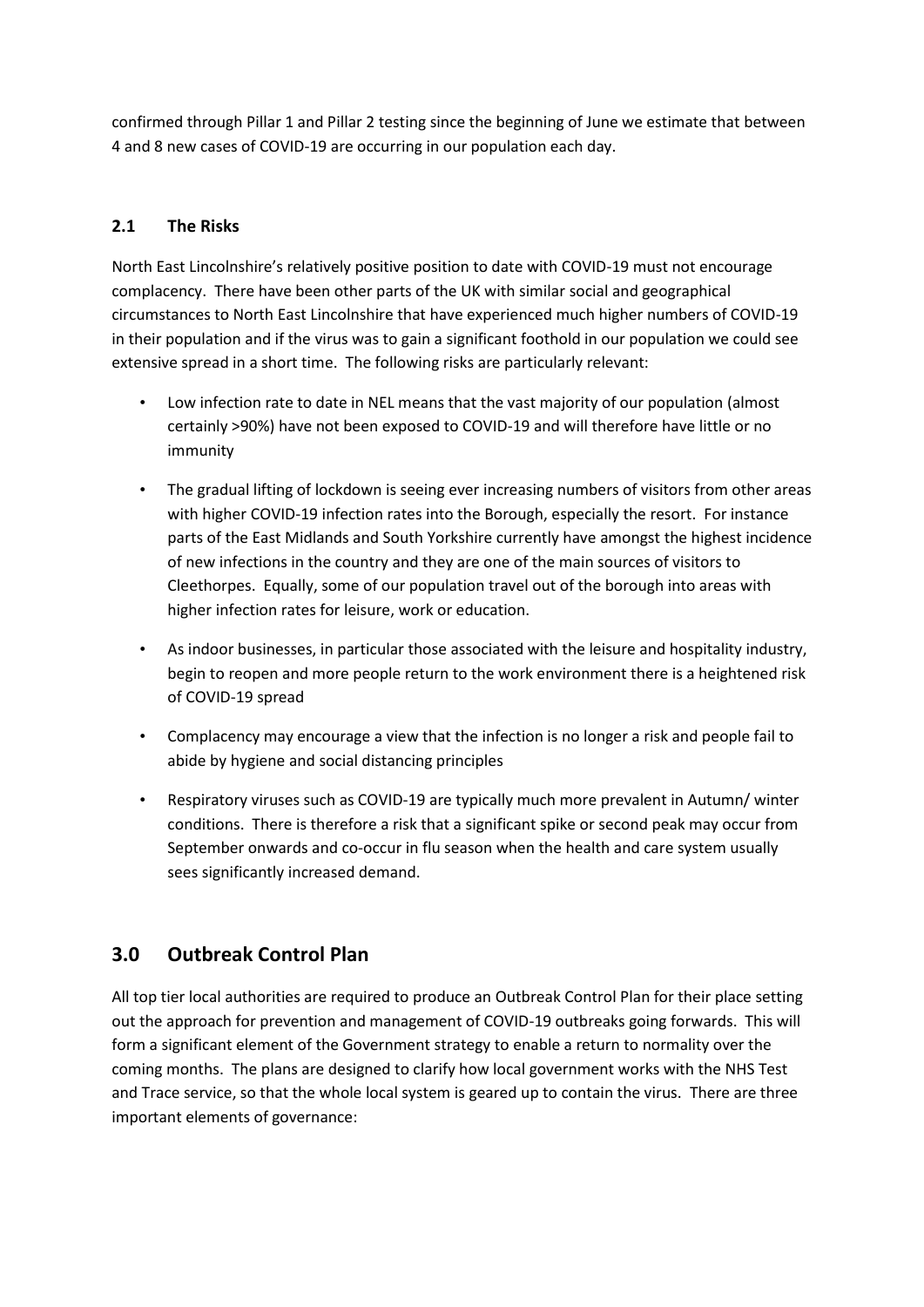confirmed through Pillar 1 and Pillar 2 testing since the beginning of June we estimate that between 4 and 8 new cases of COVID-19 are occurring in our population each day.

### 2.1 The Risks

North East Lincolnshire's relatively positive position to date with COVID-19 must not encourage complacency. There have been other parts of the UK with similar social and geographical circumstances to North East Lincolnshire that have experienced much higher numbers of COVID-19 in their population and if the virus was to gain a significant foothold in our population we could see extensive spread in a short time. The following risks are particularly relevant:

- Low infection rate to date in NEL means that the vast majority of our population (almost certainly >90%) have not been exposed to COVID-19 and will therefore have little or no immunity
- The gradual lifting of lockdown is seeing ever increasing numbers of visitors from other areas with higher COVID-19 infection rates into the Borough, especially the resort. For instance parts of the East Midlands and South Yorkshire currently have amongst the highest incidence of new infections in the country and they are one of the main sources of visitors to Cleethorpes. Equally, some of our population travel out of the borough into areas with higher infection rates for leisure, work or education.
- As indoor businesses, in particular those associated with the leisure and hospitality industry, begin to reopen and more people return to the work environment there is a heightened risk of COVID-19 spread
- Complacency may encourage a view that the infection is no longer a risk and people fail to abide by hygiene and social distancing principles
- Respiratory viruses such as COVID-19 are typically much more prevalent in Autumn/ winter conditions. There is therefore a risk that a significant spike or second peak may occur from September onwards and co-occur in flu season when the health and care system usually sees significantly increased demand.

## 3.0 Outbreak Control Plan

All top tier local authorities are required to produce an Outbreak Control Plan for their place setting out the approach for prevention and management of COVID-19 outbreaks going forwards. This will form a significant element of the Government strategy to enable a return to normality over the coming months. The plans are designed to clarify how local government works with the NHS Test and Trace service, so that the whole local system is geared up to contain the virus. There are three important elements of governance: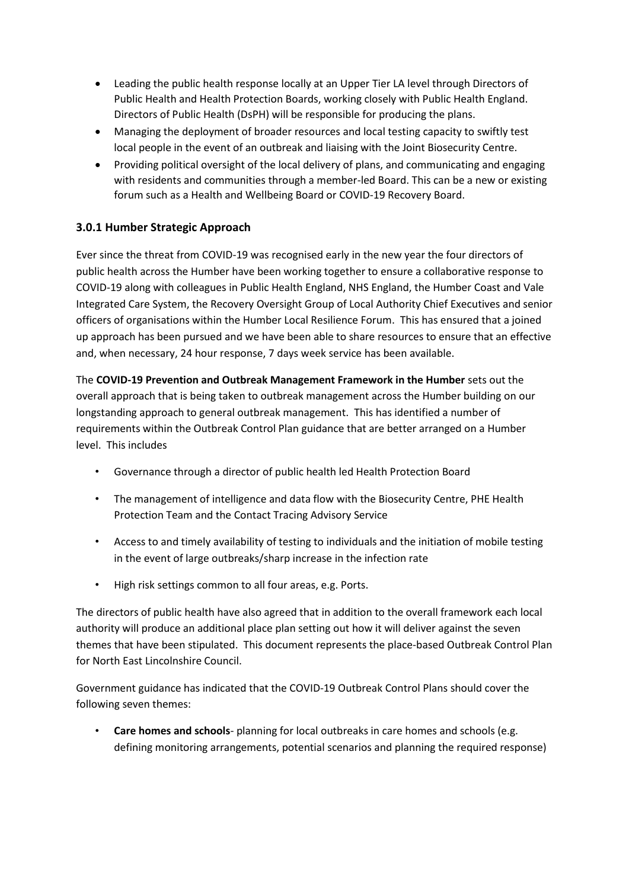- Leading the public health response locally at an Upper Tier LA level through Directors of Public Health and Health Protection Boards, working closely with Public Health England. Directors of Public Health (DsPH) will be responsible for producing the plans.
- Managing the deployment of broader resources and local testing capacity to swiftly test local people in the event of an outbreak and liaising with the Joint Biosecurity Centre.
- Providing political oversight of the local delivery of plans, and communicating and engaging with residents and communities through a member-led Board. This can be a new or existing forum such as a Health and Wellbeing Board or COVID-19 Recovery Board.

### 3.0.1 Humber Strategic Approach

Ever since the threat from COVID-19 was recognised early in the new year the four directors of public health across the Humber have been working together to ensure a collaborative response to COVID-19 along with colleagues in Public Health England, NHS England, the Humber Coast and Vale Integrated Care System, the Recovery Oversight Group of Local Authority Chief Executives and senior officers of organisations within the Humber Local Resilience Forum. This has ensured that a joined up approach has been pursued and we have been able to share resources to ensure that an effective and, when necessary, 24 hour response, 7 days week service has been available.

The **COVID-19 Prevention and Outbreak Management Framework in the Humber** sets out the overall approach that is being taken to outbreak management across the Humber building on our longstanding approach to general outbreak management. This has identified a number of requirements within the Outbreak Control Plan guidance that are better arranged on a Humber level. This includes

- Governance through a director of public health led Health Protection Board
- The management of intelligence and data flow with the Biosecurity Centre, PHE Health Protection Team and the Contact Tracing Advisory Service
- Access to and timely availability of testing to individuals and the initiation of mobile testing in the event of large outbreaks/sharp increase in the infection rate
- High risk settings common to all four areas, e.g. Ports.

The directors of public health have also agreed that in addition to the overall framework each local authority will produce an additional place plan setting out how it will deliver against the seven themes that have been stipulated. This document represents the place-based Outbreak Control Plan for North East Lincolnshire Council.

Government guidance has indicated that the COVID-19 Outbreak Control Plans should cover the following seven themes:

- **Care homes and schools**- planning for local outbreaks in care homes and schools (e.g. defining monitoring arrangements, potential scenarios and planning the required response)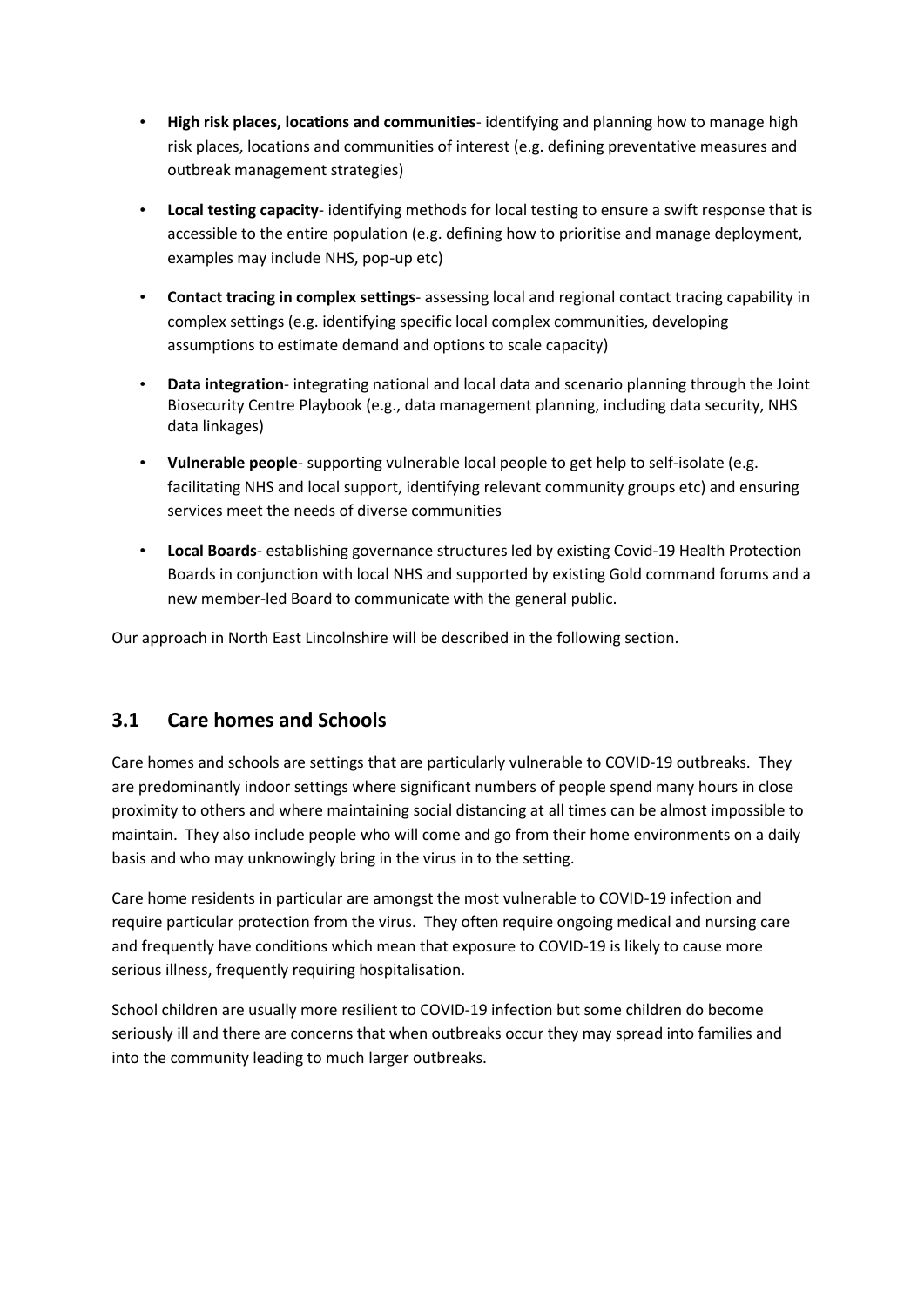- **High risk places, locations and communities**- identifying and planning how to manage high risk places, locations and communities of interest (e.g. defining preventative measures and outbreak management strategies)
- **Local testing capacity**- identifying methods for local testing to ensure a swift response that is accessible to the entire population (e.g. defining how to prioritise and manage deployment, examples may include NHS, pop-up etc)
- **Contact tracing in complex settings**- assessing local and regional contact tracing capability in complex settings (e.g. identifying specific local complex communities, developing assumptions to estimate demand and options to scale capacity)
- **Data integration**- integrating national and local data and scenario planning through the Joint Biosecurity Centre Playbook (e.g., data management planning, including data security, NHS data linkages)
- **Vulnerable people**- supporting vulnerable local people to get help to self-isolate (e.g. facilitating NHS and local support, identifying relevant community groups etc) and ensuring services meet the needs of diverse communities
- **Local Boards**- establishing governance structures led by existing Covid-19 Health Protection Boards in conjunction with local NHS and supported by existing Gold command forums and a new member-led Board to communicate with the general public.

Our approach in North East Lincolnshire will be described in the following section.

## 3.1 Care homes and Schools

Care homes and schools are settings that are particularly vulnerable to COVID-19 outbreaks. They are predominantly indoor settings where significant numbers of people spend many hours in close proximity to others and where maintaining social distancing at all times can be almost impossible to maintain. They also include people who will come and go from their home environments on a daily basis and who may unknowingly bring in the virus in to the setting.

Care home residents in particular are amongst the most vulnerable to COVID-19 infection and require particular protection from the virus. They often require ongoing medical and nursing care and frequently have conditions which mean that exposure to COVID-19 is likely to cause more serious illness, frequently requiring hospitalisation.

School children are usually more resilient to COVID-19 infection but some children do become seriously ill and there are concerns that when outbreaks occur they may spread into families and into the community leading to much larger outbreaks.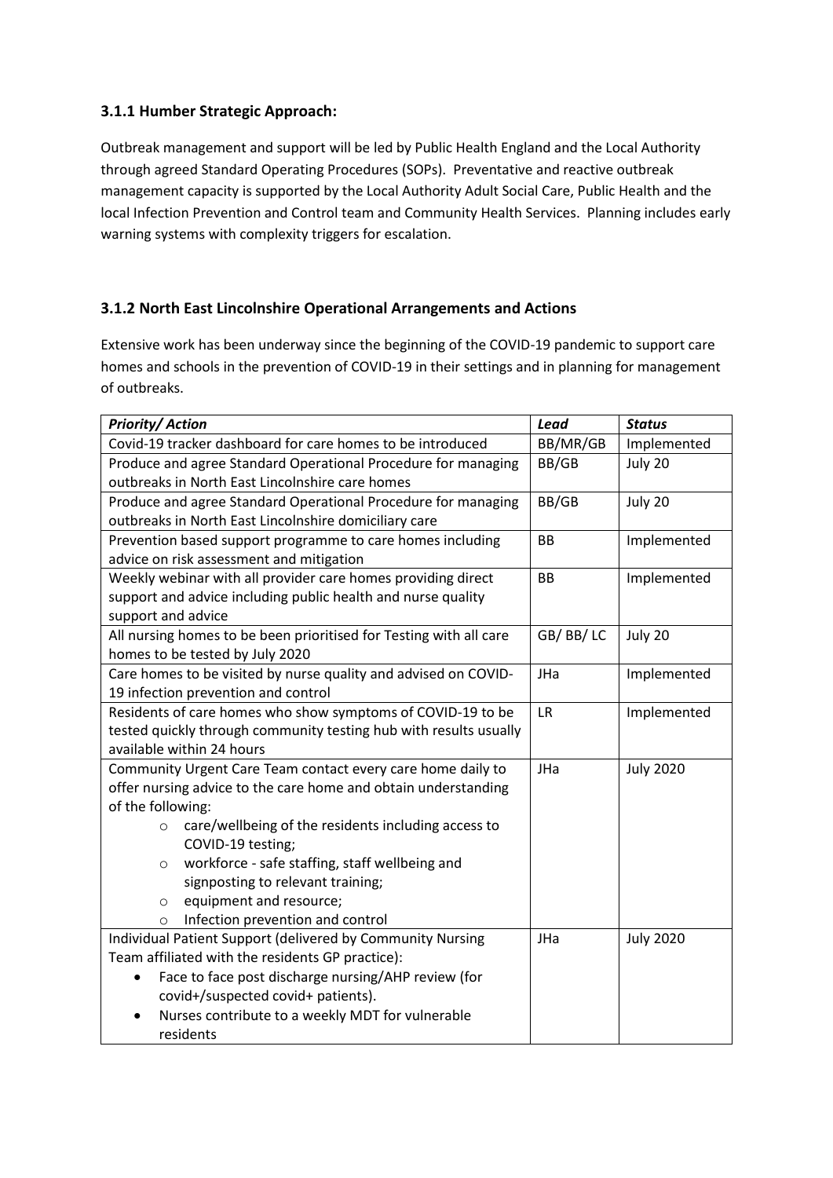### 3.1.1 Humber Strategic Approach:

Outbreak management and support will be led by Public Health England and the Local Authority through agreed Standard Operating Procedures (SOPs). Preventative and reactive outbreak management capacity is supported by the Local Authority Adult Social Care, Public Health and the local Infection Prevention and Control team and Community Health Services. Planning includes early warning systems with complexity triggers for escalation.

### 3.1.2 North East Lincolnshire Operational Arrangements and Actions

Extensive work has been underway since the beginning of the COVID-19 pandemic to support care homes and schools in the prevention of COVID-19 in their settings and in planning for management of outbreaks.

| ***Priority/ Action*** | ***Lead*** | ***Status*** |
|---|---|---|
| Covid-19 tracker dashboard for care homes to be introduced | BB/MR/GB | Implemented |
| Produce and agree Standard Operational Procedure for managing outbreaks in North East Lincolnshire care homes | BB/GB | July 20 |
| Produce and agree Standard Operational Procedure for managing outbreaks in North East Lincolnshire domiciliary care | BB/GB | July 20 |
| Prevention based support programme to care homes including advice on risk assessment and mitigation | BB | Implemented |
| Weekly webinar with all provider care homes providing direct support and advice including public health and nurse quality support and advice | BB | Implemented |
| All nursing homes to be been prioritised for Testing with all care homes to be tested by July 2020 | GB/ BB/ LC | July 20 |
| Care homes to be visited by nurse quality and advised on COVID-19 infection prevention and control | JHa | Implemented |
| Residents of care homes who show symptoms of COVID-19 to be tested quickly through community testing hub with results usually available within 24 hours | LR | Implemented |
| Community Urgent Care Team contact every care home daily to offer nursing advice to the care home and obtain understanding of the following: <br>○ care/wellbeing of the residents including access to COVID-19 testing; <br>○ workforce - safe staffing, staff wellbeing and signposting to relevant training; <br>○ equipment and resource; <br>○ Infection prevention and control | JHa | July 2020 |
| Individual Patient Support (delivered by Community Nursing Team affiliated with the residents GP practice): <br>• Face to face post discharge nursing/AHP review (for covid+/suspected covid+ patients). <br>• Nurses contribute to a weekly MDT for vulnerable residents | JHa | July 2020 |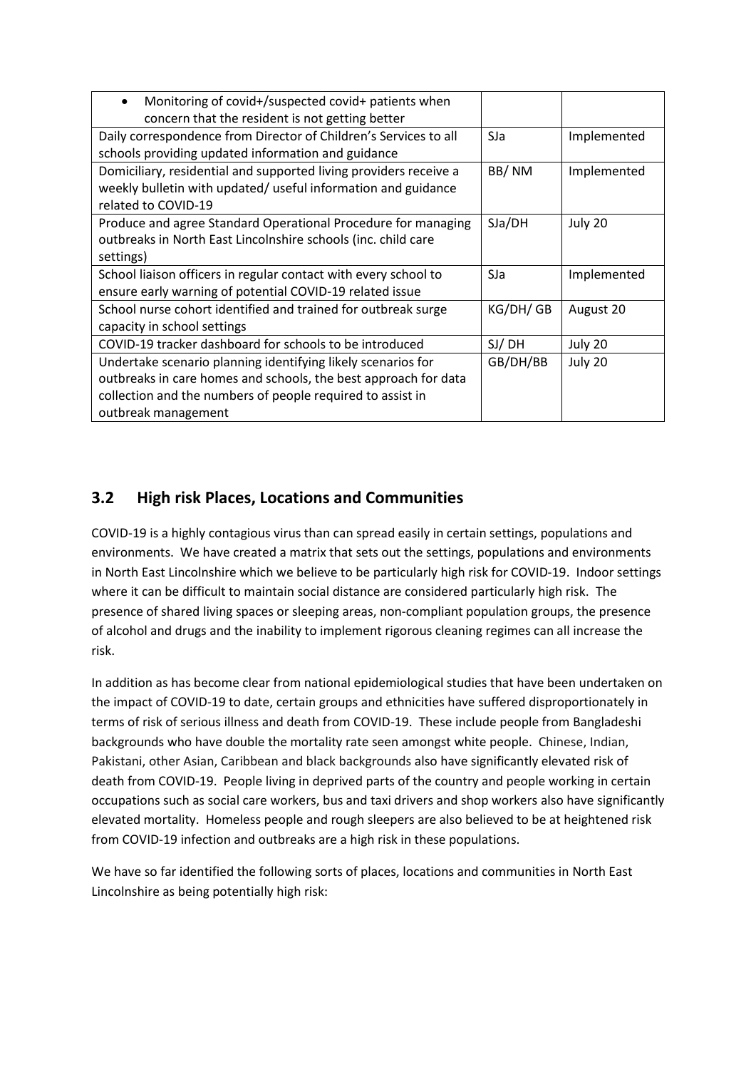| | | |
|---|---|---|
| • Monitoring of covid+/suspected covid+ patients when concern that the resident is not getting better | | |
| Daily correspondence from Director of Children's Services to all schools providing updated information and guidance | SJa | Implemented |
| Domiciliary, residential and supported living providers receive a weekly bulletin with updated/ useful information and guidance related to COVID-19 | BB/ NM | Implemented |
| Produce and agree Standard Operational Procedure for managing outbreaks in North East Lincolnshire schools (inc. child care settings) | SJa/DH | July 20 |
| School liaison officers in regular contact with every school to ensure early warning of potential COVID-19 related issue | SJa | Implemented |
| School nurse cohort identified and trained for outbreak surge capacity in school settings | KG/DH/ GB | August 20 |
| COVID-19 tracker dashboard for schools to be introduced | SJ/ DH | July 20 |
| Undertake scenario planning identifying likely scenarios for outbreaks in care homes and schools, the best approach for data collection and the numbers of people required to assist in outbreak management | GB/DH/BB | July 20 |

## 3.2 High risk Places, Locations and Communities

COVID-19 is a highly contagious virus than can spread easily in certain settings, populations and environments. We have created a matrix that sets out the settings, populations and environments in North East Lincolnshire which we believe to be particularly high risk for COVID-19. Indoor settings where it can be difficult to maintain social distance are considered particularly high risk. The presence of shared living spaces or sleeping areas, non-compliant population groups, the presence of alcohol and drugs and the inability to implement rigorous cleaning regimes can all increase the risk.

In addition as has become clear from national epidemiological studies that have been undertaken on the impact of COVID-19 to date, certain groups and ethnicities have suffered disproportionately in terms of risk of serious illness and death from COVID-19. These include people from Bangladeshi backgrounds who have double the mortality rate seen amongst white people. Chinese, Indian, Pakistani, other Asian, Caribbean and black backgrounds also have significantly elevated risk of death from COVID-19. People living in deprived parts of the country and people working in certain occupations such as social care workers, bus and taxi drivers and shop workers also have significantly elevated mortality. Homeless people and rough sleepers are also believed to be at heightened risk from COVID-19 infection and outbreaks are a high risk in these populations.

We have so far identified the following sorts of places, locations and communities in North East Lincolnshire as being potentially high risk: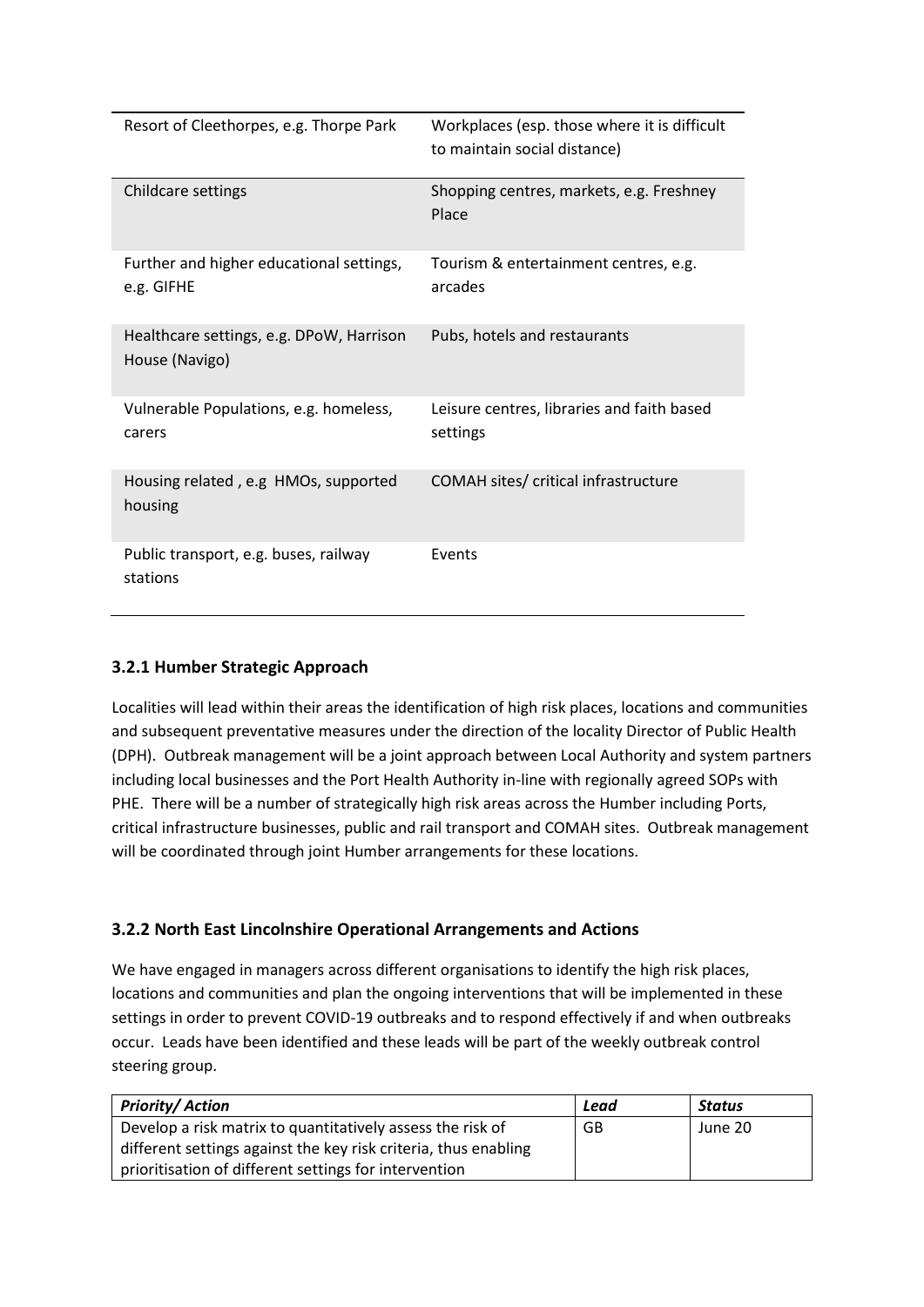| | |
|---|---|
| Resort of Cleethorpes, e.g. Thorpe Park | Workplaces (esp. those where it is difficult to maintain social distance) |
| Childcare settings | Shopping centres, markets, e.g. Freshney Place |
| Further and higher educational settings, e.g. GIFHE | Tourism & entertainment centres, e.g. arcades |
| Healthcare settings, e.g. DPoW, Harrison House (Navigo) | Pubs, hotels and restaurants |
| Vulnerable Populations, e.g. homeless, carers | Leisure centres, libraries and faith based settings |
| Housing related , e.g HMOs, supported housing | COMAH sites/ critical infrastructure |
| Public transport, e.g. buses, railway stations | Events |

### 3.2.1 Humber Strategic Approach

Localities will lead within their areas the identification of high risk places, locations and communities and subsequent preventative measures under the direction of the locality Director of Public Health (DPH). Outbreak management will be a joint approach between Local Authority and system partners including local businesses and the Port Health Authority in-line with regionally agreed SOPs with PHE. There will be a number of strategically high risk areas across the Humber including Ports, critical infrastructure businesses, public and rail transport and COMAH sites. Outbreak management will be coordinated through joint Humber arrangements for these locations.

### 3.2.2 North East Lincolnshire Operational Arrangements and Actions

We have engaged in managers across different organisations to identify the high risk places, locations and communities and plan the ongoing interventions that will be implemented in these settings in order to prevent COVID-19 outbreaks and to respond effectively if and when outbreaks occur. Leads have been identified and these leads will be part of the weekly outbreak control steering group.

| ***Priority/ Action*** | ***Lead*** | ***Status*** |
|---|---|---|
| Develop a risk matrix to quantitatively assess the risk of different settings against the key risk criteria, thus enabling prioritisation of different settings for intervention | GB | June 20 |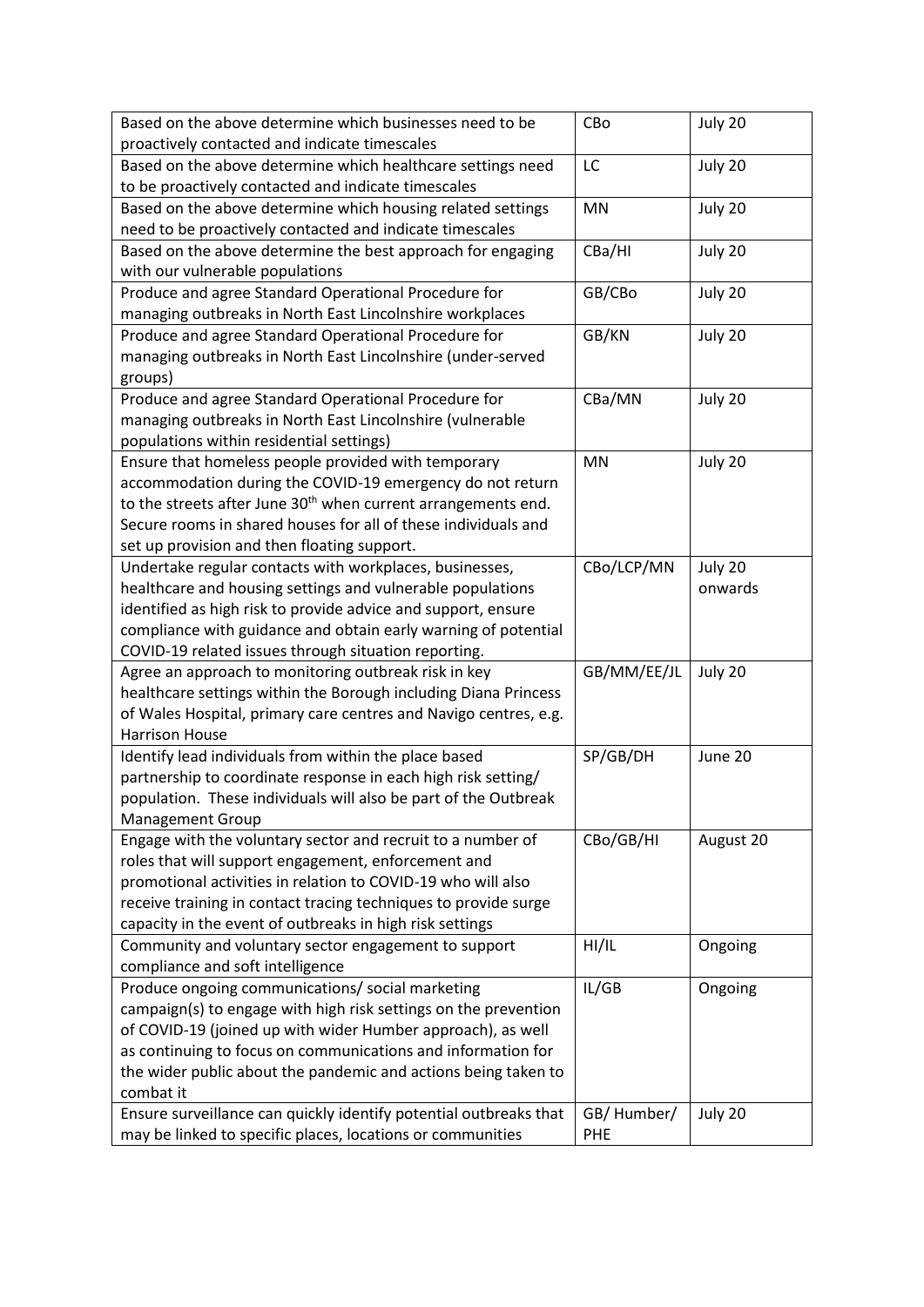| | | |
|---|---|---|
| Based on the above determine which businesses need to be proactively contacted and indicate timescales | CBo | July 20 |
| Based on the above determine which healthcare settings need to be proactively contacted and indicate timescales | LC | July 20 |
| Based on the above determine which housing related settings need to be proactively contacted and indicate timescales | MN | July 20 |
| Based on the above determine the best approach for engaging with our vulnerable populations | CBa/HI | July 20 |
| Produce and agree Standard Operational Procedure for managing outbreaks in North East Lincolnshire workplaces | GB/CBo | July 20 |
| Produce and agree Standard Operational Procedure for managing outbreaks in North East Lincolnshire (under-served groups) | GB/KN | July 20 |
| Produce and agree Standard Operational Procedure for managing outbreaks in North East Lincolnshire (vulnerable populations within residential settings) | CBa/MN | July 20 |
| Ensure that homeless people provided with temporary accommodation during the COVID-19 emergency do not return to the streets after June 30th when current arrangements end. Secure rooms in shared houses for all of these individuals and set up provision and then floating support. | MN | July 20 |
| Undertake regular contacts with workplaces, businesses, healthcare and housing settings and vulnerable populations identified as high risk to provide advice and support, ensure compliance with guidance and obtain early warning of potential COVID-19 related issues through situation reporting. | CBo/LCP/MN | July 20 onwards |
| Agree an approach to monitoring outbreak risk in key healthcare settings within the Borough including Diana Princess of Wales Hospital, primary care centres and Navigo centres, e.g. Harrison House | GB/MM/EE/JL | July 20 |
| Identify lead individuals from within the place based partnership to coordinate response in each high risk setting/ population. These individuals will also be part of the Outbreak Management Group | SP/GB/DH | June 20 |
| Engage with the voluntary sector and recruit to a number of roles that will support engagement, enforcement and promotional activities in relation to COVID-19 who will also receive training in contact tracing techniques to provide surge capacity in the event of outbreaks in high risk settings | CBo/GB/HI | August 20 |
| Community and voluntary sector engagement to support compliance and soft intelligence | HI/IL | Ongoing |
| Produce ongoing communications/ social marketing campaign(s) to engage with high risk settings on the prevention of COVID-19 (joined up with wider Humber approach), as well as continuing to focus on communications and information for the wider public about the pandemic and actions being taken to combat it | IL/GB | Ongoing |
| Ensure surveillance can quickly identify potential outbreaks that may be linked to specific places, locations or communities | GB/ Humber/ PHE | July 20 |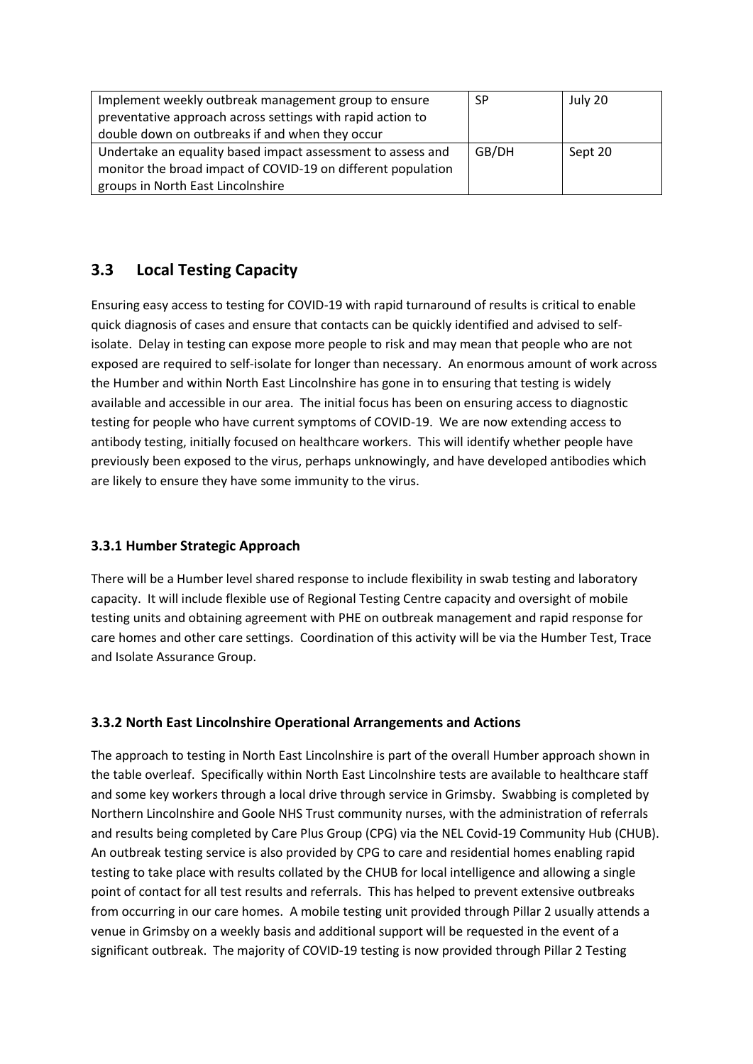| Implement weekly outbreak management group to ensure preventative approach across settings with rapid action to double down on outbreaks if and when they occur | SP | July 20 |
|---|---|---|
| Undertake an equality based impact assessment to assess and monitor the broad impact of COVID-19 on different population groups in North East Lincolnshire | GB/DH | Sept 20 |

## 3.3 Local Testing Capacity

Ensuring easy access to testing for COVID-19 with rapid turnaround of results is critical to enable quick diagnosis of cases and ensure that contacts can be quickly identified and advised to self-isolate. Delay in testing can expose more people to risk and may mean that people who are not exposed are required to self-isolate for longer than necessary. An enormous amount of work across the Humber and within North East Lincolnshire has gone in to ensuring that testing is widely available and accessible in our area. The initial focus has been on ensuring access to diagnostic testing for people who have current symptoms of COVID-19. We are now extending access to antibody testing, initially focused on healthcare workers. This will identify whether people have previously been exposed to the virus, perhaps unknowingly, and have developed antibodies which are likely to ensure they have some immunity to the virus.

### 3.3.1 Humber Strategic Approach

There will be a Humber level shared response to include flexibility in swab testing and laboratory capacity. It will include flexible use of Regional Testing Centre capacity and oversight of mobile testing units and obtaining agreement with PHE on outbreak management and rapid response for care homes and other care settings. Coordination of this activity will be via the Humber Test, Trace and Isolate Assurance Group.

### 3.3.2 North East Lincolnshire Operational Arrangements and Actions

The approach to testing in North East Lincolnshire is part of the overall Humber approach shown in the table overleaf. Specifically within North East Lincolnshire tests are available to healthcare staff and some key workers through a local drive through service in Grimsby. Swabbing is completed by Northern Lincolnshire and Goole NHS Trust community nurses, with the administration of referrals and results being completed by Care Plus Group (CPG) via the NEL Covid-19 Community Hub (CHUB). An outbreak testing service is also provided by CPG to care and residential homes enabling rapid testing to take place with results collated by the CHUB for local intelligence and allowing a single point of contact for all test results and referrals. This has helped to prevent extensive outbreaks from occurring in our care homes. A mobile testing unit provided through Pillar 2 usually attends a venue in Grimsby on a weekly basis and additional support will be requested in the event of a significant outbreak. The majority of COVID-19 testing is now provided through Pillar 2 Testing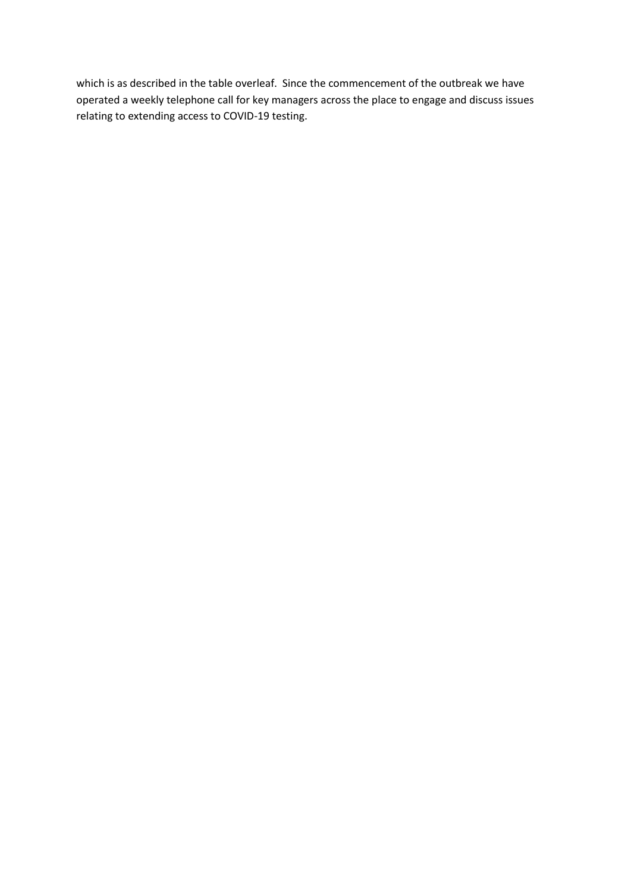which is as described in the table overleaf. Since the commencement of the outbreak we have operated a weekly telephone call for key managers across the place to engage and discuss issues relating to extending access to COVID-19 testing.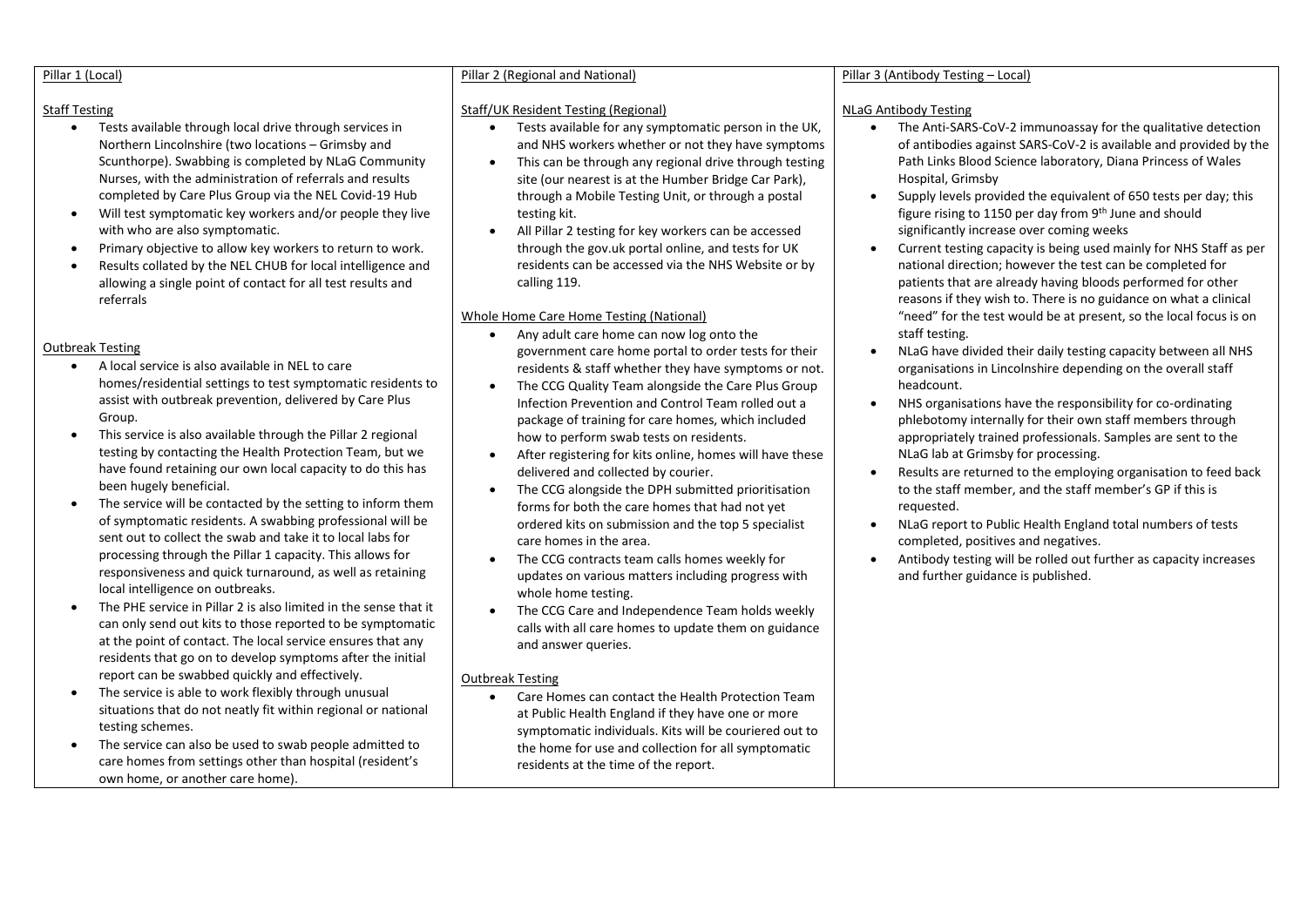## Pillar 1 (Local)

### Staff Testing

- Tests available through local drive through services in Northern Lincolnshire (two locations – Grimsby and Scunthorpe). Swabbing is completed by NLaG Community Nurses, with the administration of referrals and results completed by Care Plus Group via the NEL Covid-19 Hub
- Will test symptomatic key workers and/or people they live with who are also symptomatic.
- Primary objective to allow key workers to return to work.
- Results collated by the NEL CHUB for local intelligence and allowing a single point of contact for all test results and referrals

### Outbreak Testing

- A local service is also available in NEL to care homes/residential settings to test symptomatic residents to assist with outbreak prevention, delivered by Care Plus Group.
- This service is also available through the Pillar 2 regional testing by contacting the Health Protection Team, but we have found retaining our own local capacity to do this has been hugely beneficial.
- The service will be contacted by the setting to inform them of symptomatic residents. A swabbing professional will be sent out to collect the swab and take it to local labs for processing through the Pillar 1 capacity. This allows for responsiveness and quick turnaround, as well as retaining local intelligence on outbreaks.
- The PHE service in Pillar 2 is also limited in the sense that it can only send out kits to those reported to be symptomatic at the point of contact. The local service ensures that any residents that go on to develop symptoms after the initial report can be swabbed quickly and effectively.
- The service is able to work flexibly through unusual situations that do not neatly fit within regional or national testing schemes.
- The service can also be used to swab people admitted to care homes from settings other than hospital (resident's own home, or another care home).

## Pillar 2 (Regional and National)

### Staff/UK Resident Testing (Regional)

- Tests available for any symptomatic person in the UK, and NHS workers whether or not they have symptoms
- This can be through any regional drive through testing site (our nearest is at the Humber Bridge Car Park), through a Mobile Testing Unit, or through a postal testing kit.
- All Pillar 2 testing for key workers can be accessed through the gov.uk portal online, and tests for UK residents can be accessed via the NHS Website or by calling 119.

### Whole Home Care Home Testing (National)

- Any adult care home can now log onto the government care home portal to order tests for their residents & staff whether they have symptoms or not.
- The CCG Quality Team alongside the Care Plus Group Infection Prevention and Control Team rolled out a package of training for care homes, which included how to perform swab tests on residents.
- After registering for kits online, homes will have these delivered and collected by courier.
- The CCG alongside the DPH submitted prioritisation forms for both the care homes that had not yet ordered kits on submission and the top 5 specialist care homes in the area.
- The CCG contracts team calls homes weekly for updates on various matters including progress with whole home testing.
- The CCG Care and Independence Team holds weekly calls with all care homes to update them on guidance and answer queries.

### Outbreak Testing

- Care Homes can contact the Health Protection Team at Public Health England if they have one or more symptomatic individuals. Kits will be couriered out to the home for use and collection for all symptomatic residents at the time of the report.

## Pillar 3 (Antibody Testing – Local)

### NLaG Antibody Testing

- The Anti-SARS-CoV-2 immunoassay for the qualitative detection of antibodies against SARS-CoV-2 is available and provided by the Path Links Blood Science laboratory, Diana Princess of Wales Hospital, Grimsby
- Supply levels provided the equivalent of 650 tests per day; this figure rising to 1150 per day from 9th June and should significantly increase over coming weeks
- Current testing capacity is being used mainly for NHS Staff as per national direction; however the test can be completed for patients that are already having bloods performed for other reasons if they wish to. There is no guidance on what a clinical "need" for the test would be at present, so the local focus is on staff testing.
- NLaG have divided their daily testing capacity between all NHS organisations in Lincolnshire depending on the overall staff headcount.
- NHS organisations have the responsibility for co-ordinating phlebotomy internally for their own staff members through appropriately trained professionals. Samples are sent to the NLaG lab at Grimsby for processing.
- Results are returned to the employing organisation to feed back to the staff member, and the staff member's GP if this is requested.
- NLaG report to Public Health England total numbers of tests completed, positives and negatives.
- Antibody testing will be rolled out further as capacity increases and further guidance is published.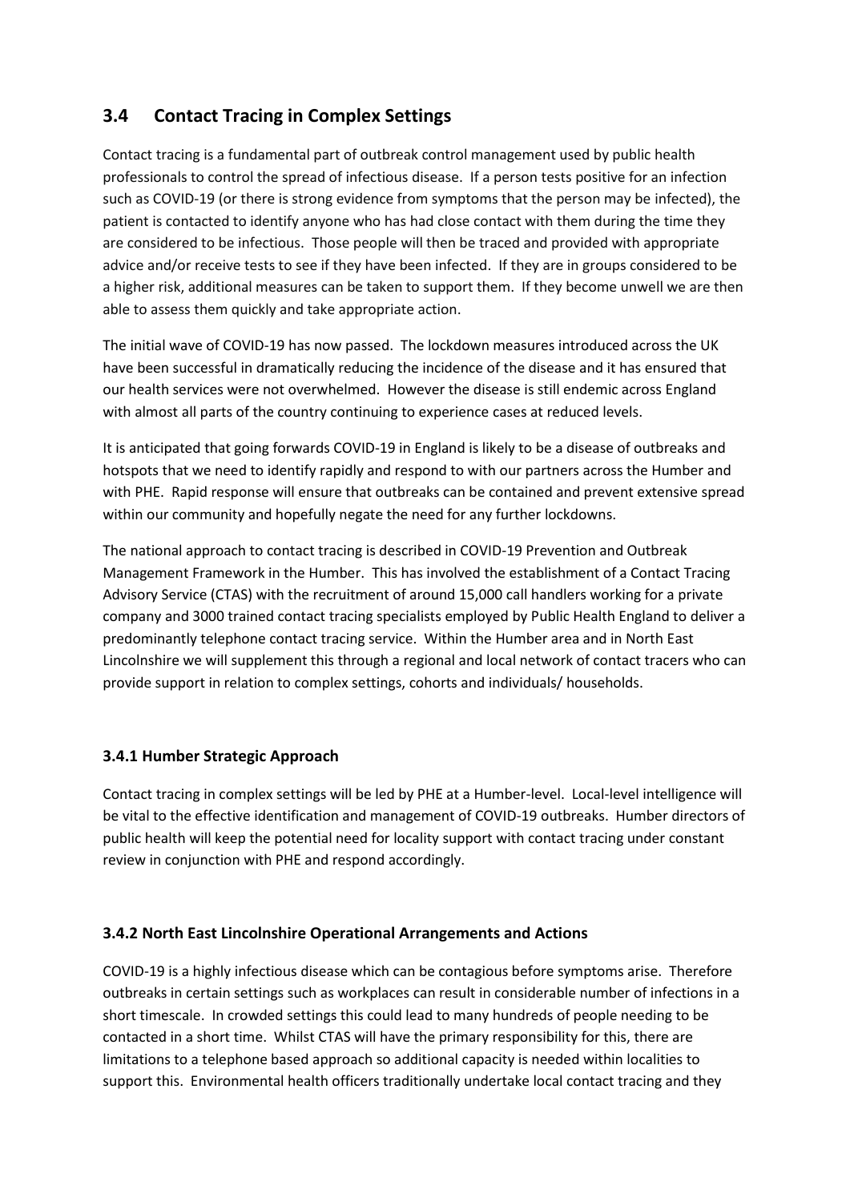## 3.4 Contact Tracing in Complex Settings

Contact tracing is a fundamental part of outbreak control management used by public health professionals to control the spread of infectious disease. If a person tests positive for an infection such as COVID-19 (or there is strong evidence from symptoms that the person may be infected), the patient is contacted to identify anyone who has had close contact with them during the time they are considered to be infectious. Those people will then be traced and provided with appropriate advice and/or receive tests to see if they have been infected. If they are in groups considered to be a higher risk, additional measures can be taken to support them. If they become unwell we are then able to assess them quickly and take appropriate action.

The initial wave of COVID-19 has now passed. The lockdown measures introduced across the UK have been successful in dramatically reducing the incidence of the disease and it has ensured that our health services were not overwhelmed. However the disease is still endemic across England with almost all parts of the country continuing to experience cases at reduced levels.

It is anticipated that going forwards COVID-19 in England is likely to be a disease of outbreaks and hotspots that we need to identify rapidly and respond to with our partners across the Humber and with PHE. Rapid response will ensure that outbreaks can be contained and prevent extensive spread within our community and hopefully negate the need for any further lockdowns.

The national approach to contact tracing is described in COVID-19 Prevention and Outbreak Management Framework in the Humber. This has involved the establishment of a Contact Tracing Advisory Service (CTAS) with the recruitment of around 15,000 call handlers working for a private company and 3000 trained contact tracing specialists employed by Public Health England to deliver a predominantly telephone contact tracing service. Within the Humber area and in North East Lincolnshire we will supplement this through a regional and local network of contact tracers who can provide support in relation to complex settings, cohorts and individuals/ households.

### 3.4.1 Humber Strategic Approach

Contact tracing in complex settings will be led by PHE at a Humber-level. Local-level intelligence will be vital to the effective identification and management of COVID-19 outbreaks. Humber directors of public health will keep the potential need for locality support with contact tracing under constant review in conjunction with PHE and respond accordingly.

### 3.4.2 North East Lincolnshire Operational Arrangements and Actions

COVID-19 is a highly infectious disease which can be contagious before symptoms arise. Therefore outbreaks in certain settings such as workplaces can result in considerable number of infections in a short timescale. In crowded settings this could lead to many hundreds of people needing to be contacted in a short time. Whilst CTAS will have the primary responsibility for this, there are limitations to a telephone based approach so additional capacity is needed within localities to support this. Environmental health officers traditionally undertake local contact tracing and they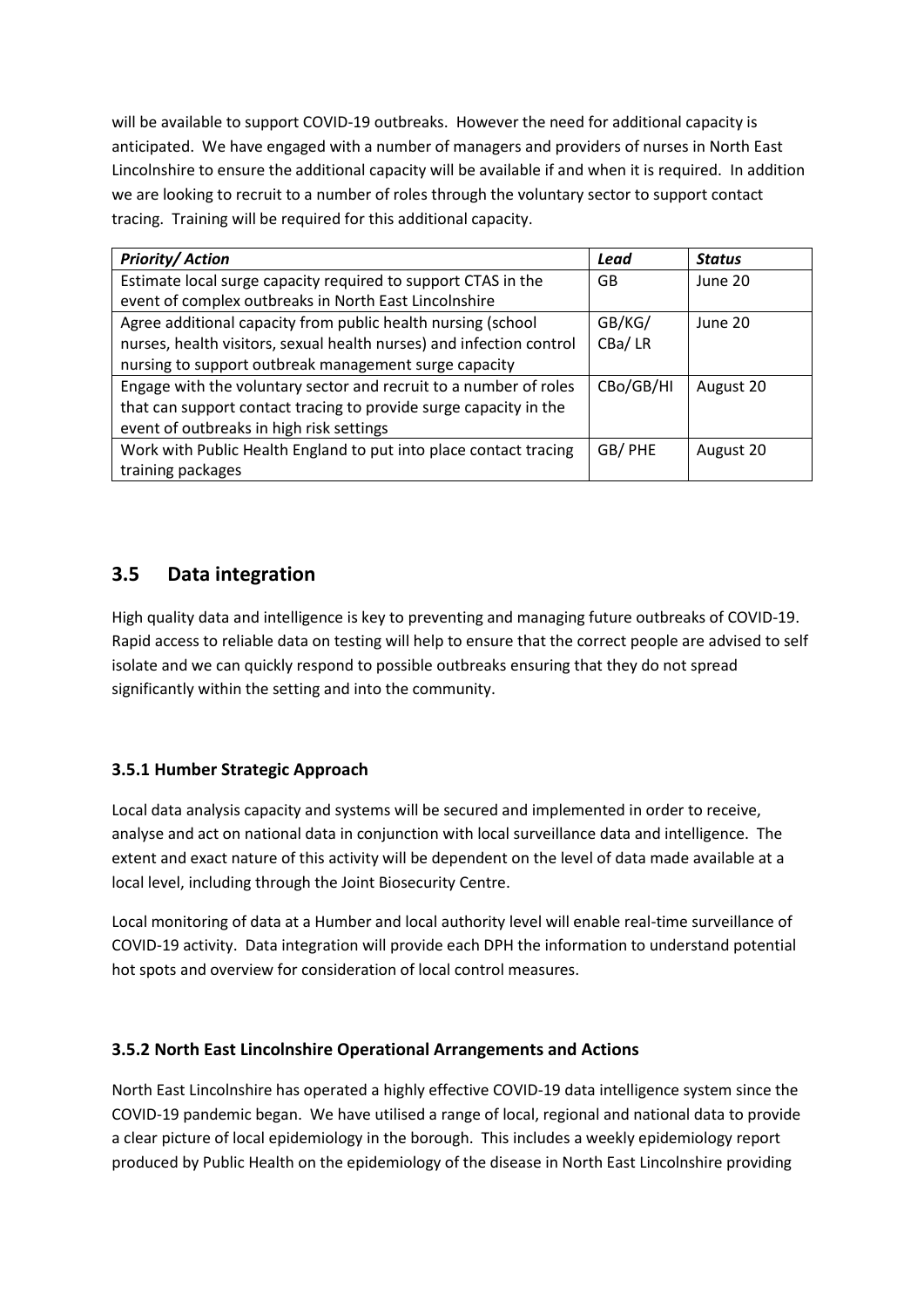will be available to support COVID-19 outbreaks. However the need for additional capacity is anticipated. We have engaged with a number of managers and providers of nurses in North East Lincolnshire to ensure the additional capacity will be available if and when it is required. In addition we are looking to recruit to a number of roles through the voluntary sector to support contact tracing. Training will be required for this additional capacity.

| ***Priority/ Action*** | ***Lead*** | ***Status*** |
|---|---|---|
| Estimate local surge capacity required to support CTAS in the event of complex outbreaks in North East Lincolnshire | GB | June 20 |
| Agree additional capacity from public health nursing (school nurses, health visitors, sexual health nurses) and infection control nursing to support outbreak management surge capacity | GB/KG/ CBa/ LR | June 20 |
| Engage with the voluntary sector and recruit to a number of roles that can support contact tracing to provide surge capacity in the event of outbreaks in high risk settings | CBo/GB/HI | August 20 |
| Work with Public Health England to put into place contact tracing training packages | GB/ PHE | August 20 |

## 3.5 Data integration

High quality data and intelligence is key to preventing and managing future outbreaks of COVID-19. Rapid access to reliable data on testing will help to ensure that the correct people are advised to self isolate and we can quickly respond to possible outbreaks ensuring that they do not spread significantly within the setting and into the community.

### 3.5.1 Humber Strategic Approach

Local data analysis capacity and systems will be secured and implemented in order to receive, analyse and act on national data in conjunction with local surveillance data and intelligence. The extent and exact nature of this activity will be dependent on the level of data made available at a local level, including through the Joint Biosecurity Centre.

Local monitoring of data at a Humber and local authority level will enable real-time surveillance of COVID-19 activity. Data integration will provide each DPH the information to understand potential hot spots and overview for consideration of local control measures.

### 3.5.2 North East Lincolnshire Operational Arrangements and Actions

North East Lincolnshire has operated a highly effective COVID-19 data intelligence system since the COVID-19 pandemic began. We have utilised a range of local, regional and national data to provide a clear picture of local epidemiology in the borough. This includes a weekly epidemiology report produced by Public Health on the epidemiology of the disease in North East Lincolnshire providing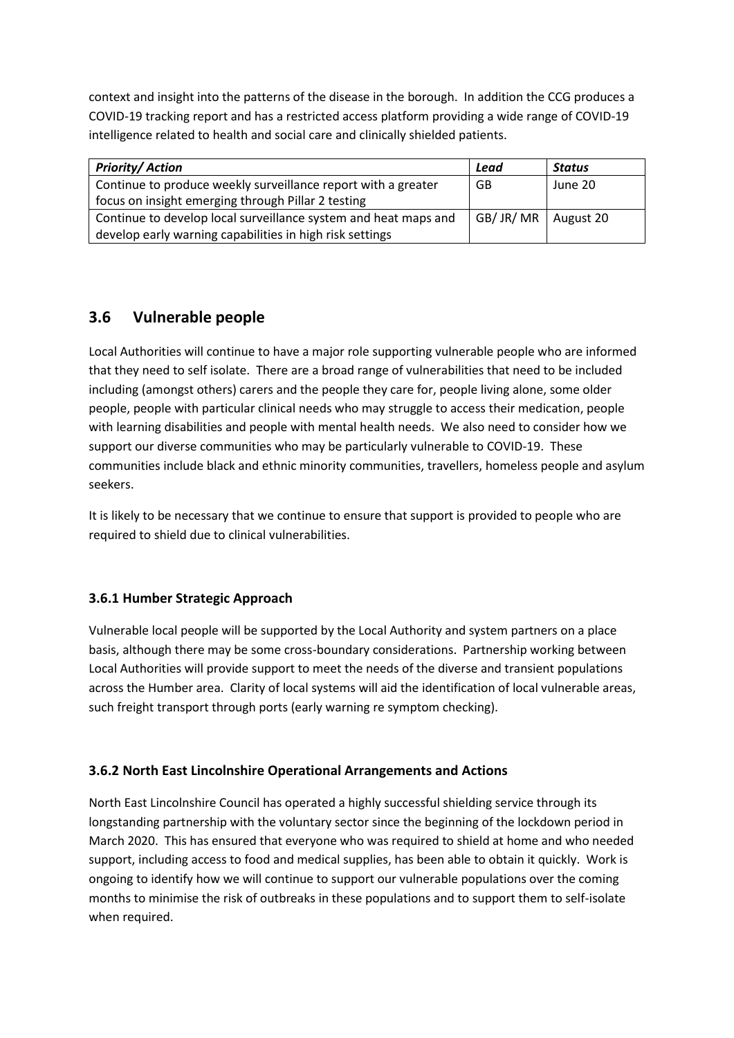context and insight into the patterns of the disease in the borough. In addition the CCG produces a COVID-19 tracking report and has a restricted access platform providing a wide range of COVID-19 intelligence related to health and social care and clinically shielded patients.

| *Priority/ Action* | *Lead* | *Status* |
|---|---|---|
| Continue to produce weekly surveillance report with a greater focus on insight emerging through Pillar 2 testing | GB | June 20 |
| Continue to develop local surveillance system and heat maps and develop early warning capabilities in high risk settings | GB/ JR/ MR | August 20 |

## 3.6 Vulnerable people

Local Authorities will continue to have a major role supporting vulnerable people who are informed that they need to self isolate. There are a broad range of vulnerabilities that need to be included including (amongst others) carers and the people they care for, people living alone, some older people, people with particular clinical needs who may struggle to access their medication, people with learning disabilities and people with mental health needs. We also need to consider how we support our diverse communities who may be particularly vulnerable to COVID-19. These communities include black and ethnic minority communities, travellers, homeless people and asylum seekers.

It is likely to be necessary that we continue to ensure that support is provided to people who are required to shield due to clinical vulnerabilities.

### 3.6.1 Humber Strategic Approach

Vulnerable local people will be supported by the Local Authority and system partners on a place basis, although there may be some cross-boundary considerations. Partnership working between Local Authorities will provide support to meet the needs of the diverse and transient populations across the Humber area. Clarity of local systems will aid the identification of local vulnerable areas, such freight transport through ports (early warning re symptom checking).

### 3.6.2 North East Lincolnshire Operational Arrangements and Actions

North East Lincolnshire Council has operated a highly successful shielding service through its longstanding partnership with the voluntary sector since the beginning of the lockdown period in March 2020. This has ensured that everyone who was required to shield at home and who needed support, including access to food and medical supplies, has been able to obtain it quickly. Work is ongoing to identify how we will continue to support our vulnerable populations over the coming months to minimise the risk of outbreaks in these populations and to support them to self-isolate when required.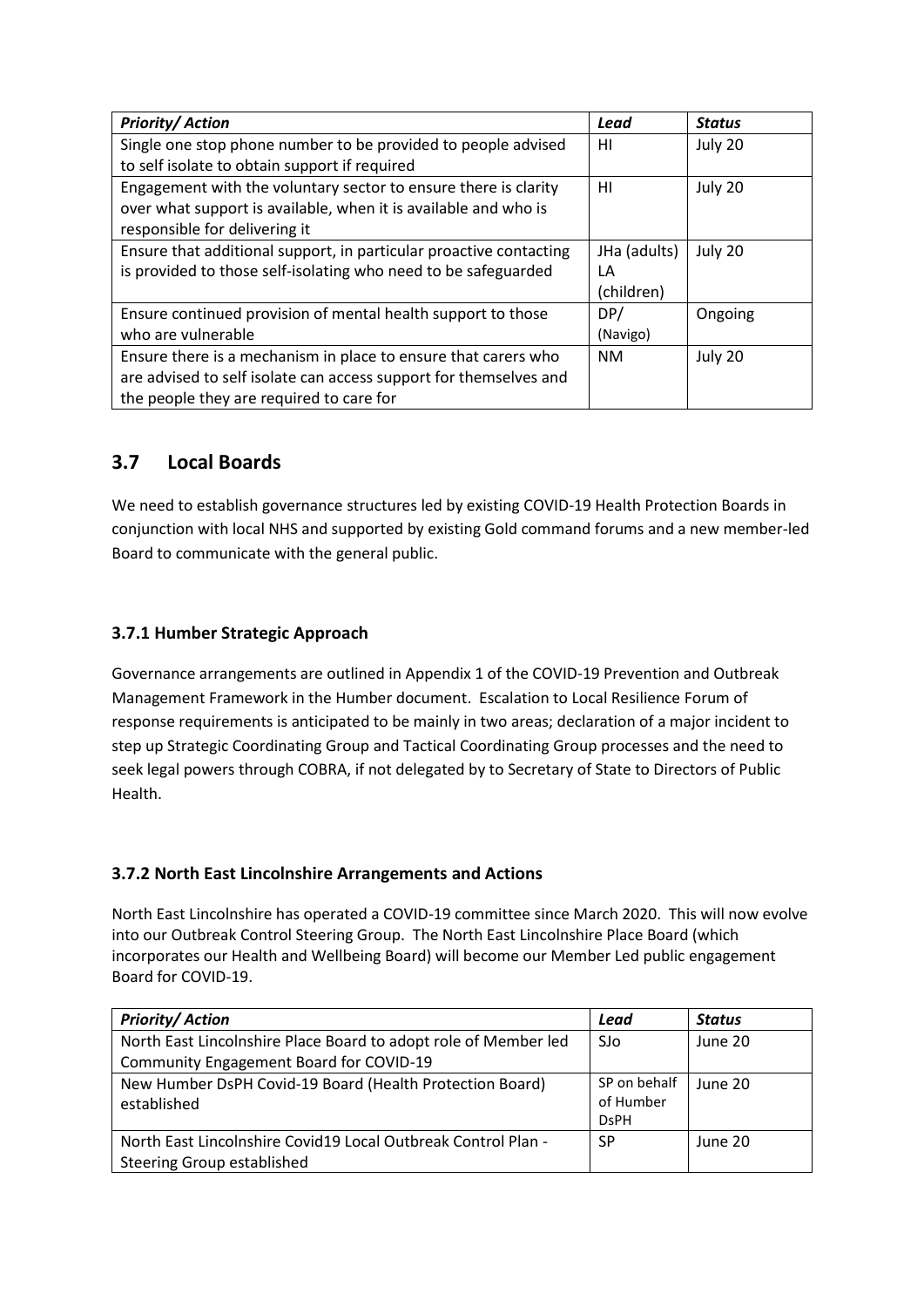| *Priority/ Action* | *Lead* | *Status* |
| --- | --- | --- |
| Single one stop phone number to be provided to people advised to self isolate to obtain support if required | HI | July 20 |
| Engagement with the voluntary sector to ensure there is clarity over what support is available, when it is available and who is responsible for delivering it | HI | July 20 |
| Ensure that additional support, in particular proactive contacting is provided to those self-isolating who need to be safeguarded | JHa (adults) LA (children) | July 20 |
| Ensure continued provision of mental health support to those who are vulnerable | DP/ (Navigo) | Ongoing |
| Ensure there is a mechanism in place to ensure that carers who are advised to self isolate can access support for themselves and the people they are required to care for | NM | July 20 |

## 3.7 Local Boards

We need to establish governance structures led by existing COVID-19 Health Protection Boards in conjunction with local NHS and supported by existing Gold command forums and a new member-led Board to communicate with the general public.

### 3.7.1 Humber Strategic Approach

Governance arrangements are outlined in Appendix 1 of the COVID-19 Prevention and Outbreak Management Framework in the Humber document. Escalation to Local Resilience Forum of response requirements is anticipated to be mainly in two areas; declaration of a major incident to step up Strategic Coordinating Group and Tactical Coordinating Group processes and the need to seek legal powers through COBRA, if not delegated by to Secretary of State to Directors of Public Health.

### 3.7.2 North East Lincolnshire Arrangements and Actions

North East Lincolnshire has operated a COVID-19 committee since March 2020. This will now evolve into our Outbreak Control Steering Group. The North East Lincolnshire Place Board (which incorporates our Health and Wellbeing Board) will become our Member Led public engagement Board for COVID-19.

| *Priority/ Action* | *Lead* | *Status* |
| --- | --- | --- |
| North East Lincolnshire Place Board to adopt role of Member led Community Engagement Board for COVID-19 | SJo | June 20 |
| New Humber DsPH Covid-19 Board (Health Protection Board) established | SP on behalf of Humber DsPH | June 20 |
| North East Lincolnshire Covid19 Local Outbreak Control Plan - Steering Group established | SP | June 20 |